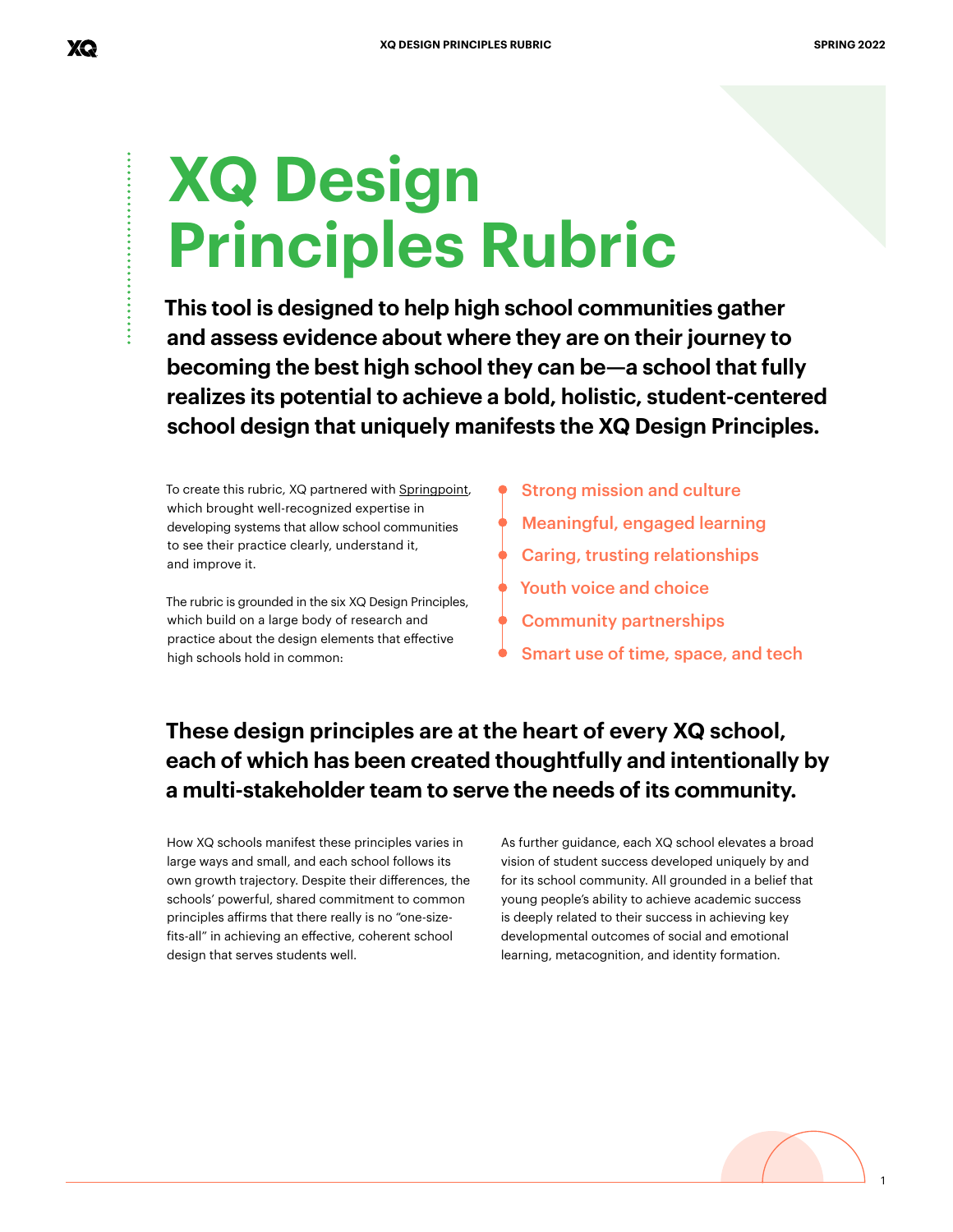# XQ Design Principles Rubric

**This tool is designed to help high school communities gather and assess evidence about where they are on their journey to becoming the best high school they can be—a school that fully realizes its potential to achieve a bold, holistic, student-centered school design that uniquely manifests the XQ Design Principles.**

To create this rubric, XQ partnered with Springpoint, which brought well-recognized expertise in developing systems that allow school communities to see their practice clearly, understand it, and improve it.

The rubric is grounded in the six XQ Design Principles, which build on a large body of research and practice about the design elements that effective high schools hold in common:

- Strong mission and culture
- Meaningful, engaged learning
- Caring, trusting relationships
- Youth voice and choice
- Community partnerships
- Smart use of time, space, and tech

## These design principles are at the heart of every XQ school, each of which has been created thoughtfully and intentionally by a multi-stakeholder team to serve the needs of its community.

How XQ schools manifest these principles varies in large ways and small, and each school follows its own growth trajectory. Despite their differences, the schools' powerful, shared commitment to common principles affirms that there really is no "one-size-fits-all" in achieving an effective, coherent school design that serves students well.

As further guidance, each XQ school elevates a broad vision of student success developed uniquely by and for its school community. All grounded in a belief that young people's ability to achieve academic success is deeply related to their success in achieving key developmental outcomes of social and emotional learning, metacognition, and identity formation.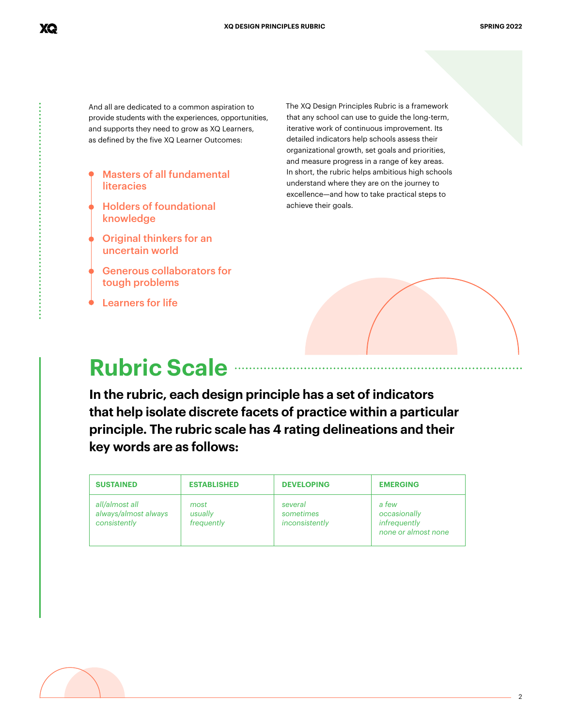And all are dedicated to a common aspiration to provide students with the experiences, opportunities, and supports they need to grow as XQ Learners, as defined by the five XQ Learner Outcomes:

- Masters of all fundamental literacies
- Holders of foundational knowledge
- Original thinkers for an uncertain world
- Generous collaborators for tough problems
- Learners for life

The XQ Design Principles Rubric is a framework that any school can use to guide the long-term, iterative work of continuous improvement. Its detailed indicators help schools assess their organizational growth, set goals and priorities, and measure progress in a range of key areas. In short, the rubric helps ambitious high schools understand where they are on the journey to excellence—and how to take practical steps to achieve their goals.

# Rubric Scale

**In the rubric, each design principle has a set of indicators that help isolate discrete facets of practice within a particular principle. The rubric scale has 4 rating delineations and their key words are as follows:**

| SUSTAINED | ESTABLISHED | DEVELOPING | EMERGING |
|---|---|---|---|
| *all/almost all*<br>*always/almost always*<br>*consistently* | *most*<br>*usually*<br>*frequently* | *several*<br>*sometimes*<br>*inconsistently* | *a few*<br>*occasionally*<br>*infrequently*<br>*none or almost none* |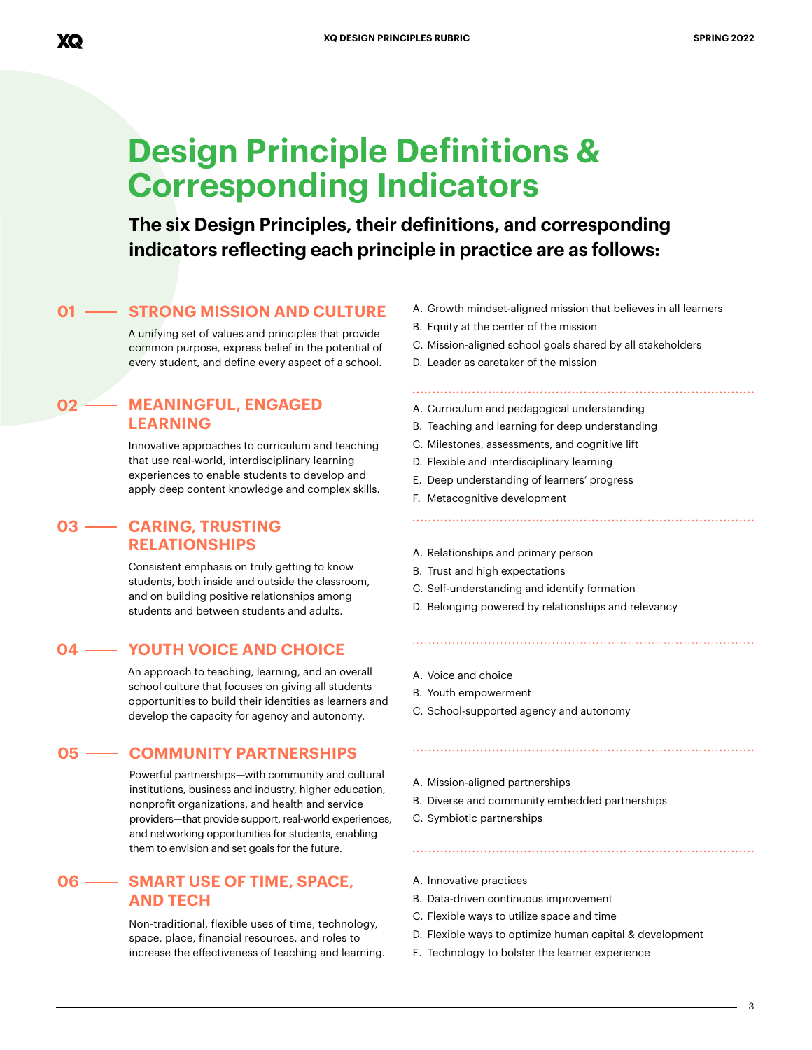# Design Principle Definitions & Corresponding Indicators

**The six Design Principles, their definitions, and corresponding indicators reflecting each principle in practice are as follows:**

## 01 — STRONG MISSION AND CULTURE

A unifying set of values and principles that provide common purpose, express belief in the potential of every student, and define every aspect of a school.

A. Growth mindset-aligned mission that believes in all learners
B. Equity at the center of the mission
C. Mission-aligned school goals shared by all stakeholders
D. Leader as caretaker of the mission

## 02 — MEANINGFUL, ENGAGED LEARNING

Innovative approaches to curriculum and teaching that use real-world, interdisciplinary learning experiences to enable students to develop and apply deep content knowledge and complex skills.

A. Curriculum and pedagogical understanding
B. Teaching and learning for deep understanding
C. Milestones, assessments, and cognitive lift
D. Flexible and interdisciplinary learning
E. Deep understanding of learners' progress
F. Metacognitive development

## 03 — CARING, TRUSTING RELATIONSHIPS

Consistent emphasis on truly getting to know students, both inside and outside the classroom, and on building positive relationships among students and between students and adults.

A. Relationships and primary person
B. Trust and high expectations
C. Self-understanding and identify formation
D. Belonging powered by relationships and relevancy

## 04 — YOUTH VOICE AND CHOICE

An approach to teaching, learning, and an overall school culture that focuses on giving all students opportunities to build their identities as learners and develop the capacity for agency and autonomy.

A. Voice and choice
B. Youth empowerment
C. School-supported agency and autonomy

## 05 — COMMUNITY PARTNERSHIPS

Powerful partnerships—with community and cultural institutions, business and industry, higher education, nonprofit organizations, and health and service providers—that provide support, real-world experiences, and networking opportunities for students, enabling them to envision and set goals for the future.

A. Mission-aligned partnerships
B. Diverse and community embedded partnerships
C. Symbiotic partnerships

## 06 — SMART USE OF TIME, SPACE, AND TECH

Non-traditional, flexible uses of time, technology, space, place, financial resources, and roles to increase the effectiveness of teaching and learning.

A. Innovative practices
B. Data-driven continuous improvement
C. Flexible ways to utilize space and time
D. Flexible ways to optimize human capital & development
E. Technology to bolster the learner experience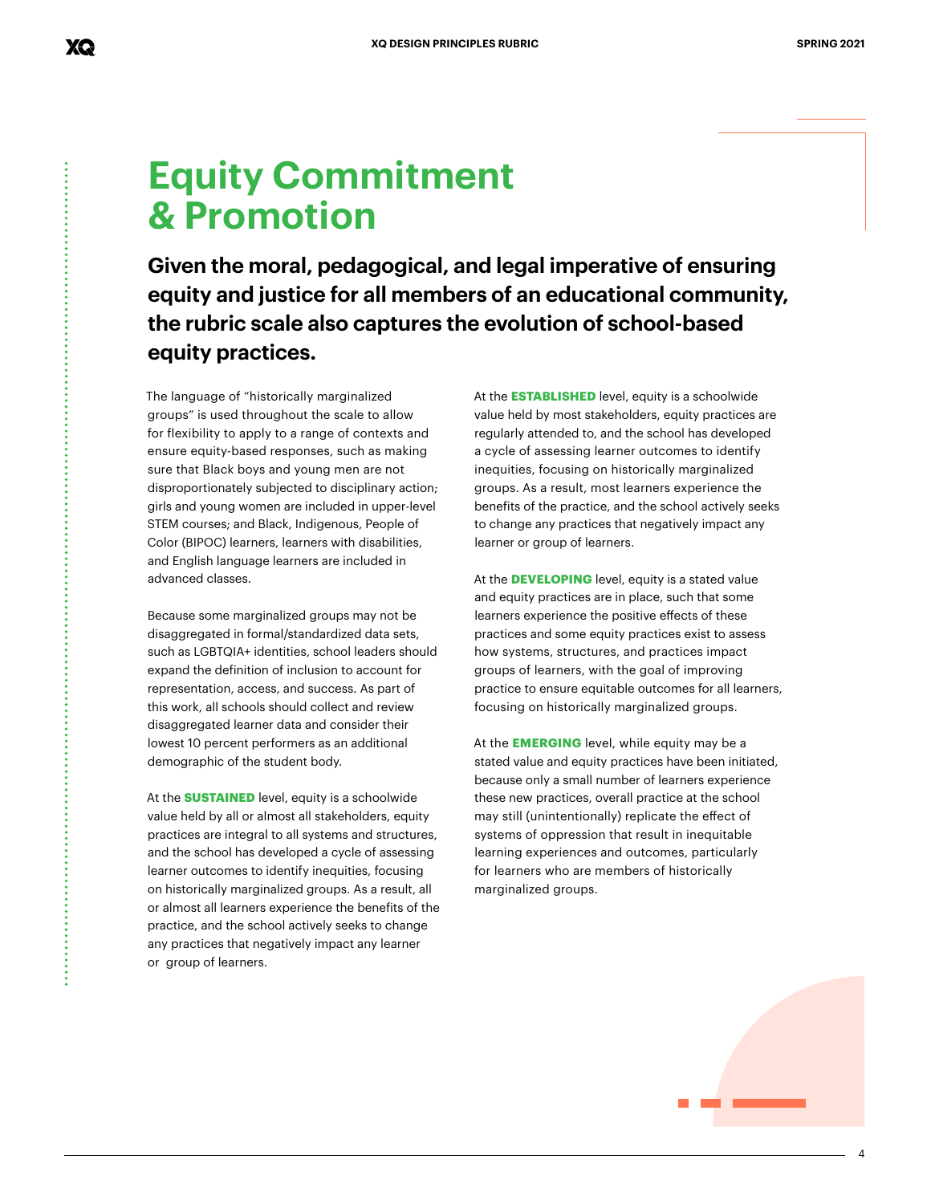# Equity Commitment & Promotion

**Given the moral, pedagogical, and legal imperative of ensuring equity and justice for all members of an educational community, the rubric scale also captures the evolution of school-based equity practices.**

The language of "historically marginalized groups" is used throughout the scale to allow for flexibility to apply to a range of contexts and ensure equity-based responses, such as making sure that Black boys and young men are not disproportionately subjected to disciplinary action; girls and young women are included in upper-level STEM courses; and Black, Indigenous, People of Color (BIPOC) learners, learners with disabilities, and English language learners are included in advanced classes.

Because some marginalized groups may not be disaggregated in formal/standardized data sets, such as LGBTQIA+ identities, school leaders should expand the definition of inclusion to account for representation, access, and success. As part of this work, all schools should collect and review disaggregated learner data and consider their lowest 10 percent performers as an additional demographic of the student body.

At the **SUSTAINED** level, equity is a schoolwide value held by all or almost all stakeholders, equity practices are integral to all systems and structures, and the school has developed a cycle of assessing learner outcomes to identify inequities, focusing on historically marginalized groups. As a result, all or almost all learners experience the benefits of the practice, and the school actively seeks to change any practices that negatively impact any learner or group of learners.

At the **ESTABLISHED** level, equity is a schoolwide value held by most stakeholders, equity practices are regularly attended to, and the school has developed a cycle of assessing learner outcomes to identify inequities, focusing on historically marginalized groups. As a result, most learners experience the benefits of the practice, and the school actively seeks to change any practices that negatively impact any learner or group of learners.

At the **DEVELOPING** level, equity is a stated value and equity practices are in place, such that some learners experience the positive effects of these practices and some equity practices exist to assess how systems, structures, and practices impact groups of learners, with the goal of improving practice to ensure equitable outcomes for all learners, focusing on historically marginalized groups.

At the **EMERGING** level, while equity may be a stated value and equity practices have been initiated, because only a small number of learners experience these new practices, overall practice at the school may still (unintentionally) replicate the effect of systems of oppression that result in inequitable learning experiences and outcomes, particularly for learners who are members of historically marginalized groups.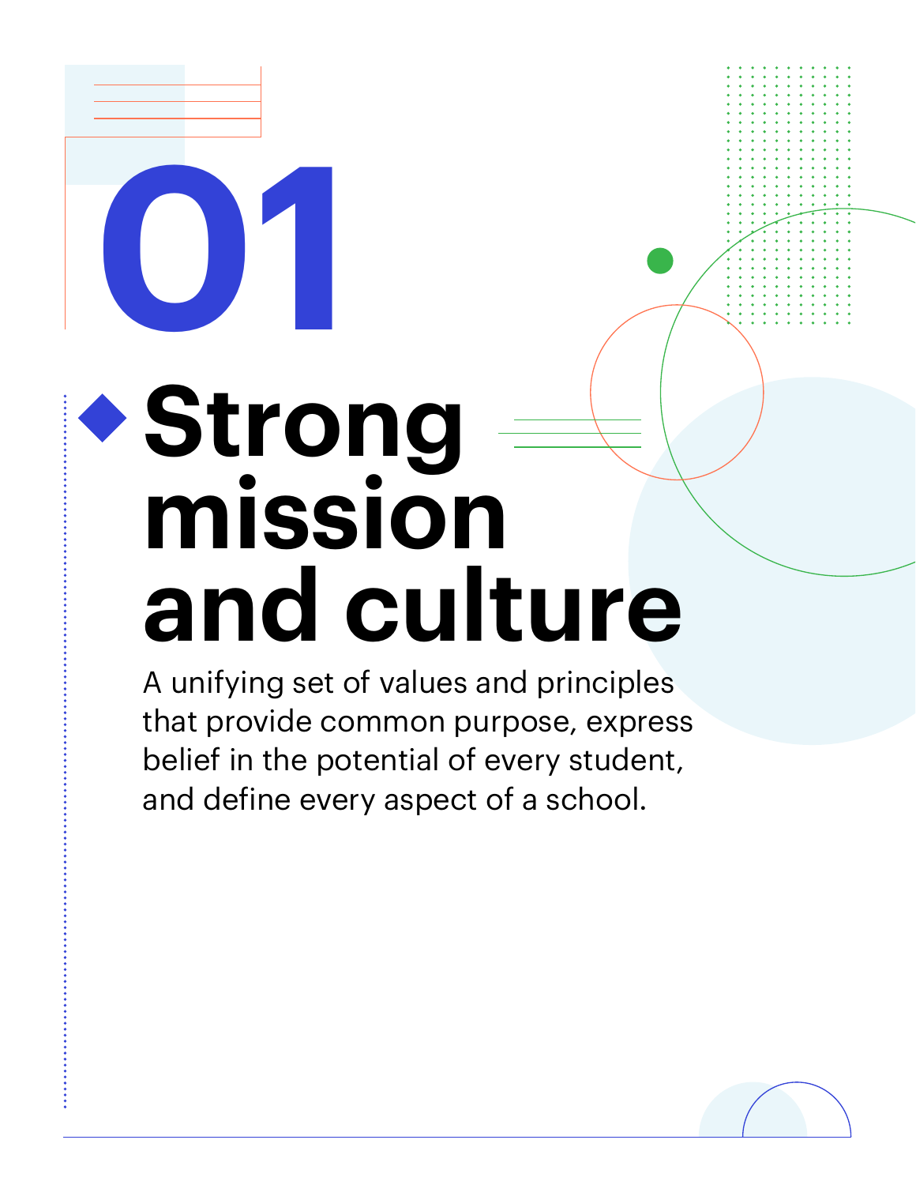# 01

## Strong mission and culture

A unifying set of values and principles that provide common purpose, express belief in the potential of every student, and define every aspect of a school.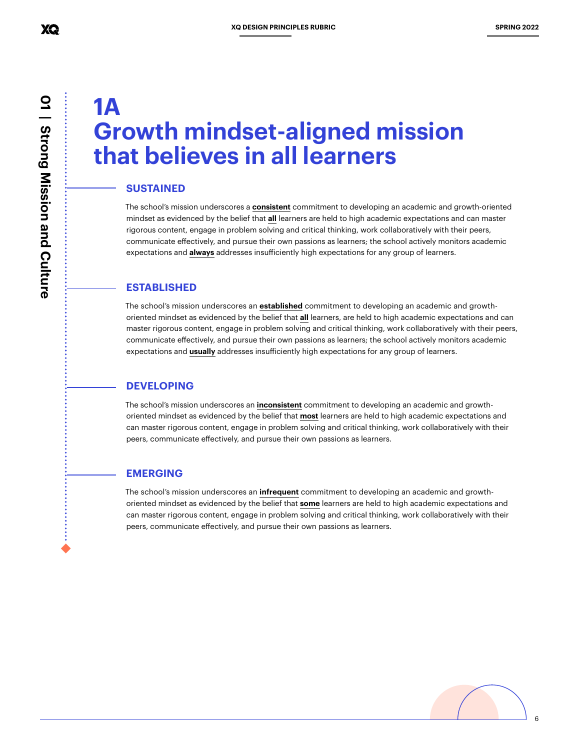# 1A
# Growth mindset-aligned mission that believes in all learners

## SUSTAINED

The school's mission underscores a **consistent** commitment to developing an academic and growth-oriented mindset as evidenced by the belief that **all** learners are held to high academic expectations and can master rigorous content, engage in problem solving and critical thinking, work collaboratively with their peers, communicate effectively, and pursue their own passions as learners; the school actively monitors academic expectations and **always** addresses insufficiently high expectations for any group of learners.

## ESTABLISHED

The school's mission underscores an **established** commitment to developing an academic and growth-oriented mindset as evidenced by the belief that **all** learners, are held to high academic expectations and can master rigorous content, engage in problem solving and critical thinking, work collaboratively with their peers, communicate effectively, and pursue their own passions as learners; the school actively monitors academic expectations and **usually** addresses insufficiently high expectations for any group of learners.

## DEVELOPING

The school's mission underscores an **inconsistent** commitment to developing an academic and growth-oriented mindset as evidenced by the belief that **most** learners are held to high academic expectations and can master rigorous content, engage in problem solving and critical thinking, work collaboratively with their peers, communicate effectively, and pursue their own passions as learners.

## EMERGING

The school's mission underscores an **infrequent** commitment to developing an academic and growth-oriented mindset as evidenced by the belief that **some** learners are held to high academic expectations and can master rigorous content, engage in problem solving and critical thinking, work collaboratively with their peers, communicate effectively, and pursue their own passions as learners.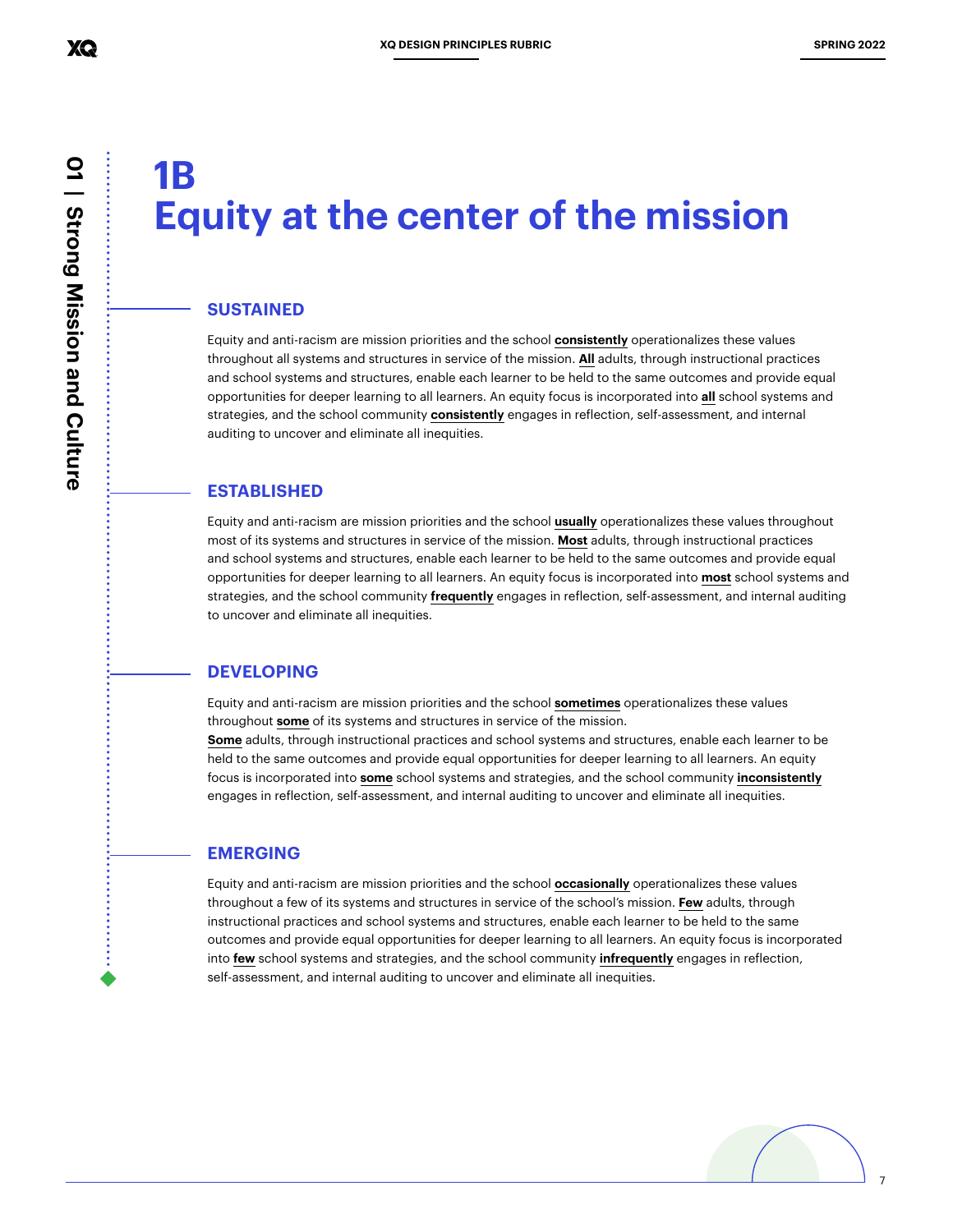# 1B
# Equity at the center of the mission

## SUSTAINED

Equity and anti-racism are mission priorities and the school **consistently** operationalizes these values throughout all systems and structures in service of the mission. **All** adults, through instructional practices and school systems and structures, enable each learner to be held to the same outcomes and provide equal opportunities for deeper learning to all learners. An equity focus is incorporated into **all** school systems and strategies, and the school community **consistently** engages in reflection, self-assessment, and internal auditing to uncover and eliminate all inequities.

## ESTABLISHED

Equity and anti-racism are mission priorities and the school **usually** operationalizes these values throughout most of its systems and structures in service of the mission. **Most** adults, through instructional practices and school systems and structures, enable each learner to be held to the same outcomes and provide equal opportunities for deeper learning to all learners. An equity focus is incorporated into **most** school systems and strategies, and the school community **frequently** engages in reflection, self-assessment, and internal auditing to uncover and eliminate all inequities.

## DEVELOPING

Equity and anti-racism are mission priorities and the school **sometimes** operationalizes these values throughout **some** of its systems and structures in service of the mission. **Some** adults, through instructional practices and school systems and structures, enable each learner to be held to the same outcomes and provide equal opportunities for deeper learning to all learners. An equity focus is incorporated into **some** school systems and strategies, and the school community **inconsistently** engages in reflection, self-assessment, and internal auditing to uncover and eliminate all inequities.

## EMERGING

Equity and anti-racism are mission priorities and the school **occasionally** operationalizes these values throughout a few of its systems and structures in service of the school's mission. **Few** adults, through instructional practices and school systems and structures, enable each learner to be held to the same outcomes and provide equal opportunities for deeper learning to all learners. An equity focus is incorporated into **few** school systems and strategies, and the school community **infrequently** engages in reflection, self-assessment, and internal auditing to uncover and eliminate all inequities.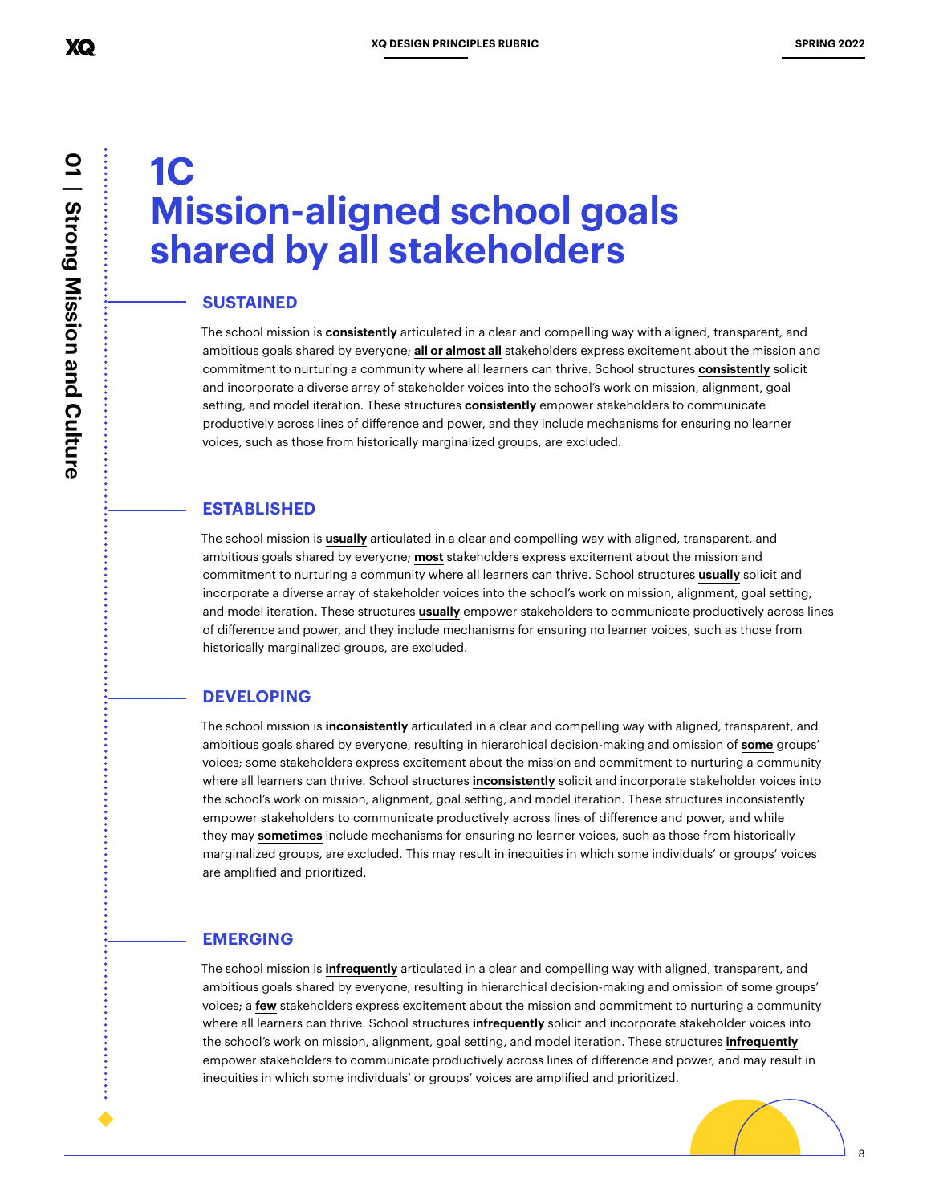# 1C Mission-aligned school goals shared by all stakeholders

## SUSTAINED

The school mission is **consistently** articulated in a clear and compelling way with aligned, transparent, and ambitious goals shared by everyone; **all or almost all** stakeholders express excitement about the mission and commitment to nurturing a community where all learners can thrive. School structures **consistently** solicit and incorporate a diverse array of stakeholder voices into the school's work on mission, alignment, goal setting, and model iteration. These structures **consistently** empower stakeholders to communicate productively across lines of difference and power, and they include mechanisms for ensuring no learner voices, such as those from historically marginalized groups, are excluded.

## ESTABLISHED

The school mission is **usually** articulated in a clear and compelling way with aligned, transparent, and ambitious goals shared by everyone; **most** stakeholders express excitement about the mission and commitment to nurturing a community where all learners can thrive. School structures **usually** solicit and incorporate a diverse array of stakeholder voices into the school's work on mission, alignment, goal setting, and model iteration. These structures **usually** empower stakeholders to communicate productively across lines of difference and power, and they include mechanisms for ensuring no learner voices, such as those from historically marginalized groups, are excluded.

## DEVELOPING

The school mission is **inconsistently** articulated in a clear and compelling way with aligned, transparent, and ambitious goals shared by everyone, resulting in hierarchical decision-making and omission of **some** groups' voices; some stakeholders express excitement about the mission and commitment to nurturing a community where all learners can thrive. School structures **inconsistently** solicit and incorporate stakeholder voices into the school's work on mission, alignment, goal setting, and model iteration. These structures inconsistently empower stakeholders to communicate productively across lines of difference and power, and while they may **sometimes** include mechanisms for ensuring no learner voices, such as those from historically marginalized groups, are excluded. This may result in inequities in which some individuals' or groups' voices are amplified and prioritized.

## EMERGING

The school mission is **infrequently** articulated in a clear and compelling way with aligned, transparent, and ambitious goals shared by everyone, resulting in hierarchical decision-making and omission of some groups' voices; a **few** stakeholders express excitement about the mission and commitment to nurturing a community where all learners can thrive. School structures **infrequently** solicit and incorporate stakeholder voices into the school's work on mission, alignment, goal setting, and model iteration. These structures **infrequently** empower stakeholders to communicate productively across lines of difference and power, and may result in inequities in which some individuals' or groups' voices are amplified and prioritized.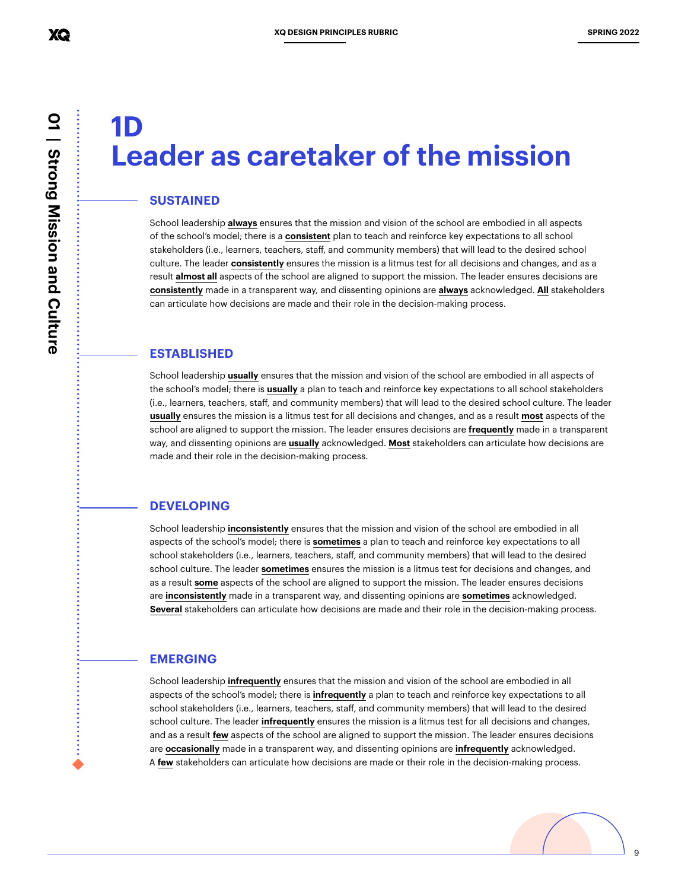# 1D Leader as caretaker of the mission

## SUSTAINED

School leadership **always** ensures that the mission and vision of the school are embodied in all aspects of the school's model; there is a **consistent** plan to teach and reinforce key expectations to all school stakeholders (i.e., learners, teachers, staff, and community members) that will lead to the desired school culture. The leader **consistently** ensures the mission is a litmus test for all decisions and changes, and as a result **almost all** aspects of the school are aligned to support the mission. The leader ensures decisions are **consistently** made in a transparent way, and dissenting opinions are **always** acknowledged. **All** stakeholders can articulate how decisions are made and their role in the decision-making process.

## ESTABLISHED

School leadership **usually** ensures that the mission and vision of the school are embodied in all aspects of the school's model; there is **usually** a plan to teach and reinforce key expectations to all school stakeholders (i.e., learners, teachers, staff, and community members) that will lead to the desired school culture. The leader **usually** ensures the mission is a litmus test for all decisions and changes, and as a result **most** aspects of the school are aligned to support the mission. The leader ensures decisions are **frequently** made in a transparent way, and dissenting opinions are **usually** acknowledged. **Most** stakeholders can articulate how decisions are made and their role in the decision-making process.

## DEVELOPING

School leadership **inconsistently** ensures that the mission and vision of the school are embodied in all aspects of the school's model; there is **sometimes** a plan to teach and reinforce key expectations to all school stakeholders (i.e., learners, teachers, staff, and community members) that will lead to the desired school culture. The leader **sometimes** ensures the mission is a litmus test for decisions and changes, and as a result **some** aspects of the school are aligned to support the mission. The leader ensures decisions are **inconsistently** made in a transparent way, and dissenting opinions are **sometimes** acknowledged. **Several** stakeholders can articulate how decisions are made and their role in the decision-making process.

## EMERGING

School leadership **infrequently** ensures that the mission and vision of the school are embodied in all aspects of the school's model; there is **infrequently** a plan to teach and reinforce key expectations to all school stakeholders (i.e., learners, teachers, staff, and community members) that will lead to the desired school culture. The leader **infrequently** ensures the mission is a litmus test for all decisions and changes, and as a result **few** aspects of the school are aligned to support the mission. The leader ensures decisions are **occasionally** made in a transparent way, and dissenting opinions are **infrequently** acknowledged. A **few** stakeholders can articulate how decisions are made or their role in the decision-making process.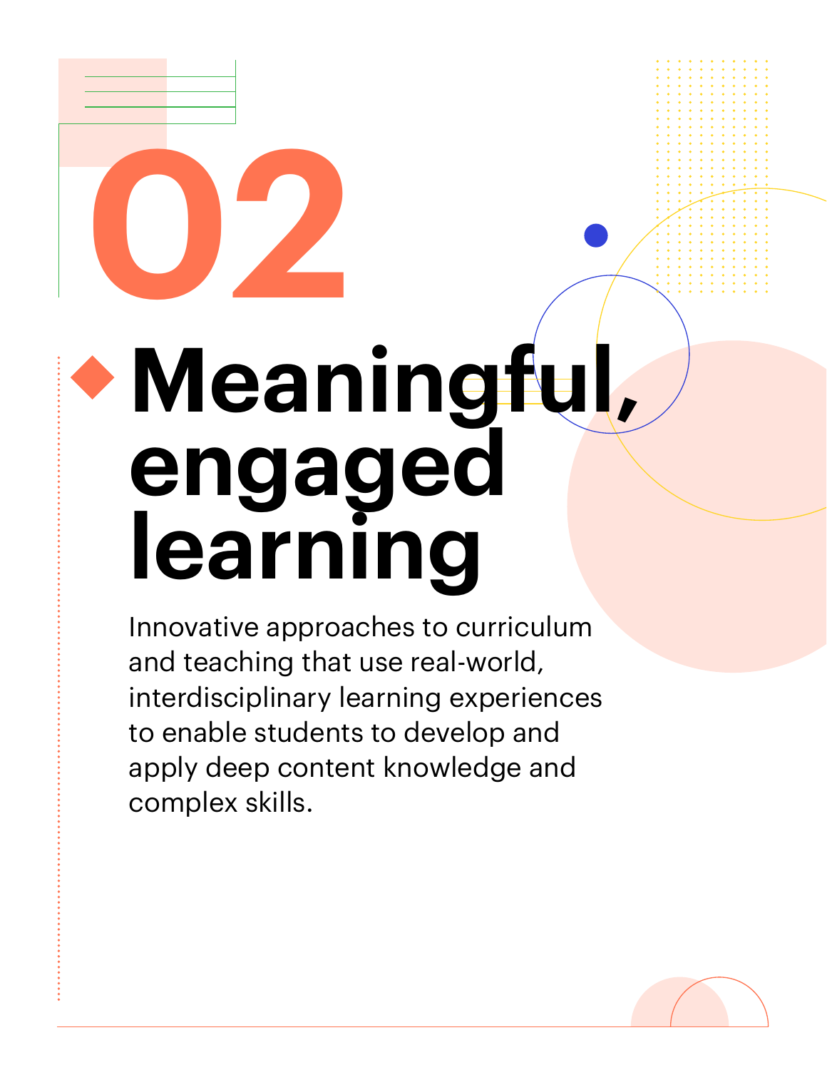# 02

## Meaningful, engaged learning

Innovative approaches to curriculum and teaching that use real-world, interdisciplinary learning experiences to enable students to develop and apply deep content knowledge and complex skills.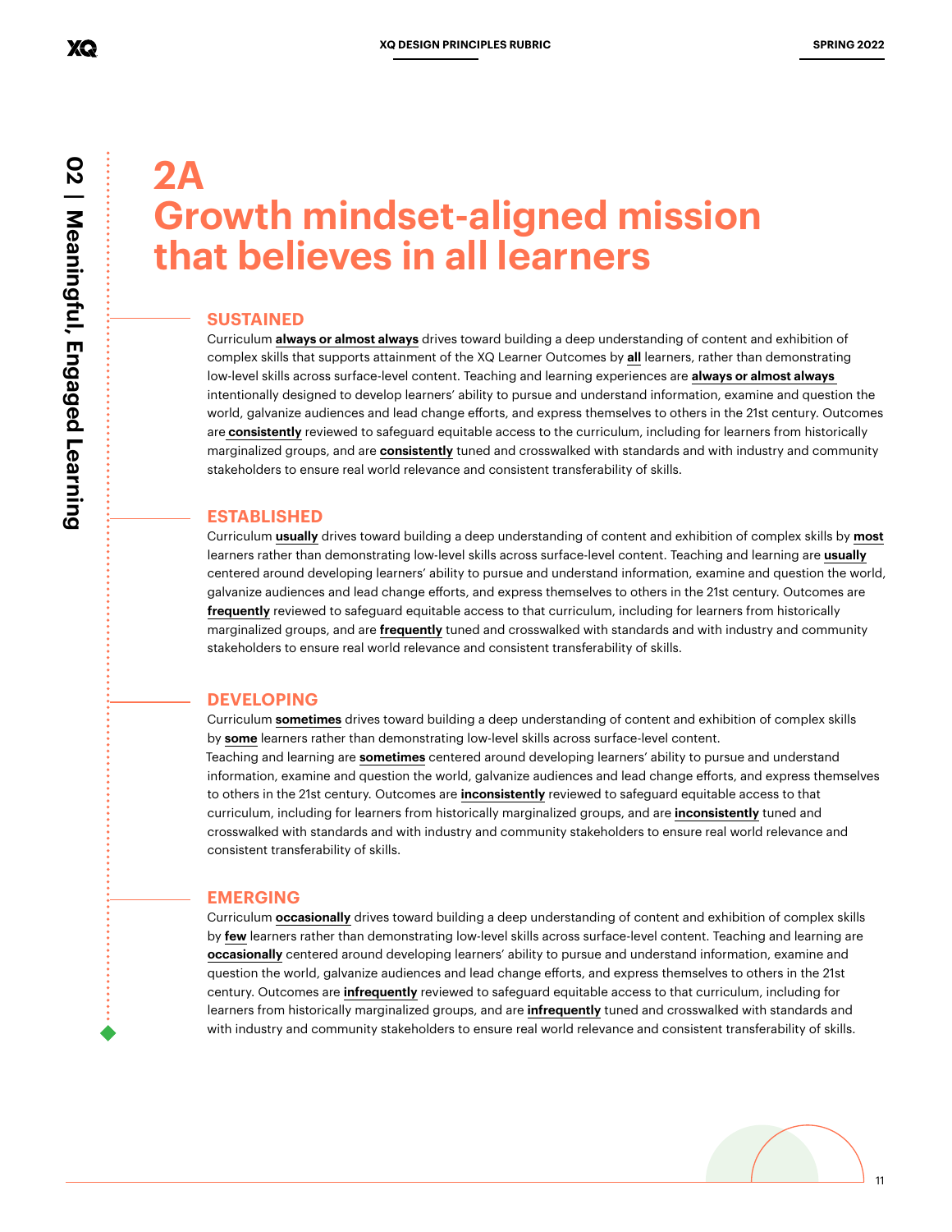# 2A Growth mindset-aligned mission that believes in all learners

## SUSTAINED

Curriculum **always or almost always** drives toward building a deep understanding of content and exhibition of complex skills that supports attainment of the XQ Learner Outcomes by **all** learners, rather than demonstrating low-level skills across surface-level content. Teaching and learning experiences are **always or almost always** intentionally designed to develop learners' ability to pursue and understand information, examine and question the world, galvanize audiences and lead change efforts, and express themselves to others in the 21st century. Outcomes are **consistently** reviewed to safeguard equitable access to the curriculum, including for learners from historically marginalized groups, and are **consistently** tuned and crosswalked with standards and with industry and community stakeholders to ensure real world relevance and consistent transferability of skills.

## ESTABLISHED

Curriculum **usually** drives toward building a deep understanding of content and exhibition of complex skills by **most** learners rather than demonstrating low-level skills across surface-level content. Teaching and learning are **usually** centered around developing learners' ability to pursue and understand information, examine and question the world, galvanize audiences and lead change efforts, and express themselves to others in the 21st century. Outcomes are **frequently** reviewed to safeguard equitable access to that curriculum, including for learners from historically marginalized groups, and are **frequently** tuned and crosswalked with standards and with industry and community stakeholders to ensure real world relevance and consistent transferability of skills.

## DEVELOPING

Curriculum **sometimes** drives toward building a deep understanding of content and exhibition of complex skills by **some** learners rather than demonstrating low-level skills across surface-level content. Teaching and learning are **sometimes** centered around developing learners' ability to pursue and understand information, examine and question the world, galvanize audiences and lead change efforts, and express themselves to others in the 21st century. Outcomes are **inconsistently** reviewed to safeguard equitable access to that curriculum, including for learners from historically marginalized groups, and are **inconsistently** tuned and crosswalked with standards and with industry and community stakeholders to ensure real world relevance and consistent transferability of skills.

## EMERGING

Curriculum **occasionally** drives toward building a deep understanding of content and exhibition of complex skills by **few** learners rather than demonstrating low-level skills across surface-level content. Teaching and learning are **occasionally** centered around developing learners' ability to pursue and understand information, examine and question the world, galvanize audiences and lead change efforts, and express themselves to others in the 21st century. Outcomes are **infrequently** reviewed to safeguard equitable access to that curriculum, including for learners from historically marginalized groups, and are **infrequently** tuned and crosswalked with standards and with industry and community stakeholders to ensure real world relevance and consistent transferability of skills.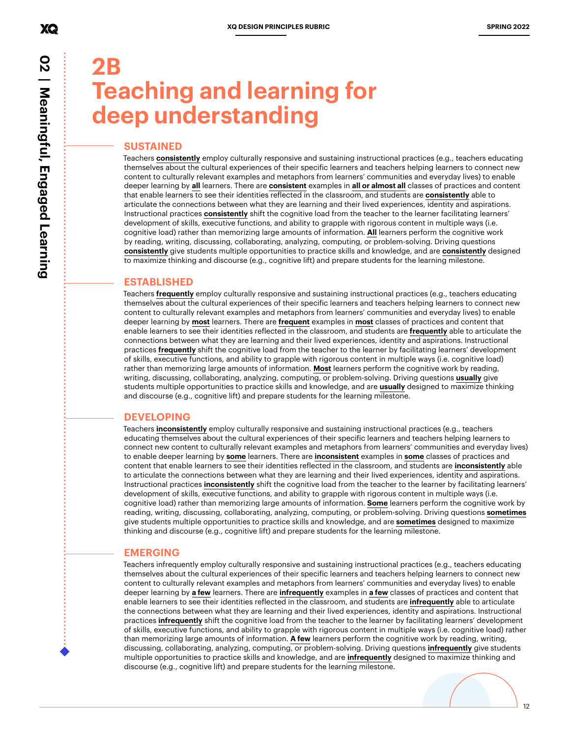# 2B Teaching and learning for deep understanding

## SUSTAINED

Teachers **consistently** employ culturally responsive and sustaining instructional practices (e.g., teachers educating themselves about the cultural experiences of their specific learners and teachers helping learners to connect new content to culturally relevant examples and metaphors from learners' communities and everyday lives) to enable deeper learning by **all** learners. There are **consistent** examples in **all or almost all** classes of practices and content that enable learners to see their identities reflected in the classroom, and students are **consistently** able to articulate the connections between what they are learning and their lived experiences, identity and aspirations. Instructional practices **consistently** shift the cognitive load from the teacher to the learner facilitating learners' development of skills, executive functions, and ability to grapple with rigorous content in multiple ways (i.e. cognitive load) rather than memorizing large amounts of information. **All** learners perform the cognitive work by reading, writing, discussing, collaborating, analyzing, computing, or problem-solving. Driving questions **consistently** give students multiple opportunities to practice skills and knowledge, and are **consistently** designed to maximize thinking and discourse (e.g., cognitive lift) and prepare students for the learning milestone.

## ESTABLISHED

Teachers **frequently** employ culturally responsive and sustaining instructional practices (e.g., teachers educating themselves about the cultural experiences of their specific learners and teachers helping learners to connect new content to culturally relevant examples and metaphors from learners' communities and everyday lives) to enable deeper learning by **most** learners. There are **frequent** examples in **most** classes of practices and content that enable learners to see their identities reflected in the classroom, and students are **frequently** able to articulate the connections between what they are learning and their lived experiences, identity and aspirations. Instructional practices **frequently** shift the cognitive load from the teacher to the learner by facilitating learners' development of skills, executive functions, and ability to grapple with rigorous content in multiple ways (i.e. cognitive load) rather than memorizing large amounts of information. **Most** learners perform the cognitive work by reading, writing, discussing, collaborating, analyzing, computing, or problem-solving. Driving questions **usually** give students multiple opportunities to practice skills and knowledge, and are **usually** designed to maximize thinking and discourse (e.g., cognitive lift) and prepare students for the learning milestone.

## DEVELOPING

Teachers **inconsistently** employ culturally responsive and sustaining instructional practices (e.g., teachers educating themselves about the cultural experiences of their specific learners and teachers helping learners to connect new content to culturally relevant examples and metaphors from learners' communities and everyday lives) to enable deeper learning by **some** learners. There are **inconsistent** examples in **some** classes of practices and content that enable learners to see their identities reflected in the classroom, and students are **inconsistently** able to articulate the connections between what they are learning and their lived experiences, identity and aspirations. Instructional practices **inconsistently** shift the cognitive load from the teacher to the learner by facilitating learners' development of skills, executive functions, and ability to grapple with rigorous content in multiple ways (i.e. cognitive load) rather than memorizing large amounts of information. **Some** learners perform the cognitive work by reading, writing, discussing, collaborating, analyzing, computing, or problem-solving. Driving questions **sometimes** give students multiple opportunities to practice skills and knowledge, and are **sometimes** designed to maximize thinking and discourse (e.g., cognitive lift) and prepare students for the learning milestone.

## EMERGING

Teachers infrequently employ culturally responsive and sustaining instructional practices (e.g., teachers educating themselves about the cultural experiences of their specific learners and teachers helping learners to connect new content to culturally relevant examples and metaphors from learners' communities and everyday lives) to enable deeper learning by **a few** learners. There are **infrequently** examples in **a few** classes of practices and content that enable learners to see their identities reflected in the classroom, and students are **infrequently** able to articulate the connections between what they are learning and their lived experiences, identity and aspirations. Instructional practices **infrequently** shift the cognitive load from the teacher to the learner by facilitating learners' development of skills, executive functions, and ability to grapple with rigorous content in multiple ways (i.e. cognitive load) rather than memorizing large amounts of information. **A few** learners perform the cognitive work by reading, writing, discussing, collaborating, analyzing, computing, or problem-solving. Driving questions **infrequently** give students multiple opportunities to practice skills and knowledge, and are **infrequently** designed to maximize thinking and discourse (e.g., cognitive lift) and prepare students for the learning milestone.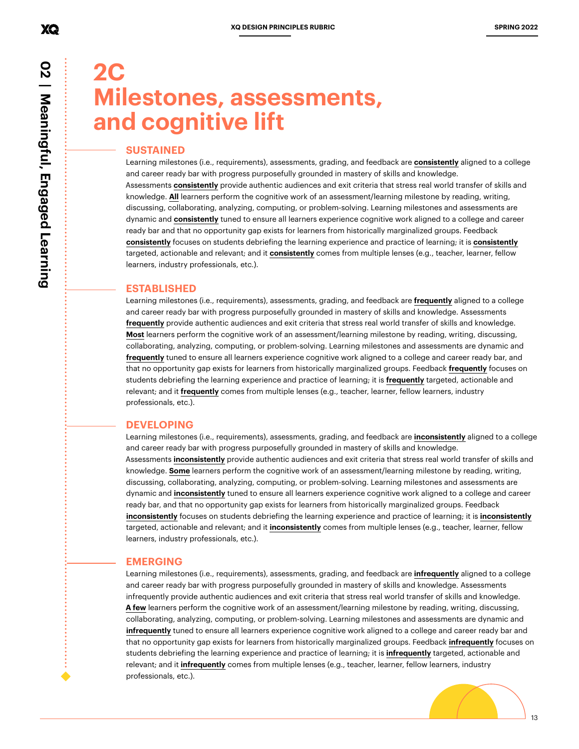# 2C Milestones, assessments, and cognitive lift

## SUSTAINED

Learning milestones (i.e., requirements), assessments, grading, and feedback are **consistently** aligned to a college and career ready bar with progress purposefully grounded in mastery of skills and knowledge. Assessments **consistently** provide authentic audiences and exit criteria that stress real world transfer of skills and knowledge. **All** learners perform the cognitive work of an assessment/learning milestone by reading, writing, discussing, collaborating, analyzing, computing, or problem-solving. Learning milestones and assessments are dynamic and **consistently** tuned to ensure all learners experience cognitive work aligned to a college and career ready bar and that no opportunity gap exists for learners from historically marginalized groups. Feedback **consistently** focuses on students debriefing the learning experience and practice of learning; it is **consistently** targeted, actionable and relevant; and it **consistently** comes from multiple lenses (e.g., teacher, learner, fellow learners, industry professionals, etc.).

## ESTABLISHED

Learning milestones (i.e., requirements), assessments, grading, and feedback are **frequently** aligned to a college and career ready bar with progress purposefully grounded in mastery of skills and knowledge. Assessments **frequently** provide authentic audiences and exit criteria that stress real world transfer of skills and knowledge. **Most** learners perform the cognitive work of an assessment/learning milestone by reading, writing, discussing, collaborating, analyzing, computing, or problem-solving. Learning milestones and assessments are dynamic and **frequently** tuned to ensure all learners experience cognitive work aligned to a college and career ready bar, and that no opportunity gap exists for learners from historically marginalized groups. Feedback **frequently** focuses on students debriefing the learning experience and practice of learning; it is **frequently** targeted, actionable and relevant; and it **frequently** comes from multiple lenses (e.g., teacher, learner, fellow learners, industry professionals, etc.).

## DEVELOPING

Learning milestones (i.e., requirements), assessments, grading, and feedback are **inconsistently** aligned to a college and career ready bar with progress purposefully grounded in mastery of skills and knowledge. Assessments **inconsistently** provide authentic audiences and exit criteria that stress real world transfer of skills and knowledge. **Some** learners perform the cognitive work of an assessment/learning milestone by reading, writing, discussing, collaborating, analyzing, computing, or problem-solving. Learning milestones and assessments are dynamic and **inconsistently** tuned to ensure all learners experience cognitive work aligned to a college and career ready bar, and that no opportunity gap exists for learners from historically marginalized groups. Feedback **inconsistently** focuses on students debriefing the learning experience and practice of learning; it is **inconsistently** targeted, actionable and relevant; and it **inconsistently** comes from multiple lenses (e.g., teacher, learner, fellow learners, industry professionals, etc.).

## EMERGING

Learning milestones (i.e., requirements), assessments, grading, and feedback are **infrequently** aligned to a college and career ready bar with progress purposefully grounded in mastery of skills and knowledge. Assessments infrequently provide authentic audiences and exit criteria that stress real world transfer of skills and knowledge. **A few** learners perform the cognitive work of an assessment/learning milestone by reading, writing, discussing, collaborating, analyzing, computing, or problem-solving. Learning milestones and assessments are dynamic and **infrequently** tuned to ensure all learners experience cognitive work aligned to a college and career ready bar and that no opportunity gap exists for learners from historically marginalized groups. Feedback **infrequently** focuses on students debriefing the learning experience and practice of learning; it is **infrequently** targeted, actionable and relevant; and it **infrequently** comes from multiple lenses (e.g., teacher, learner, fellow learners, industry professionals, etc.).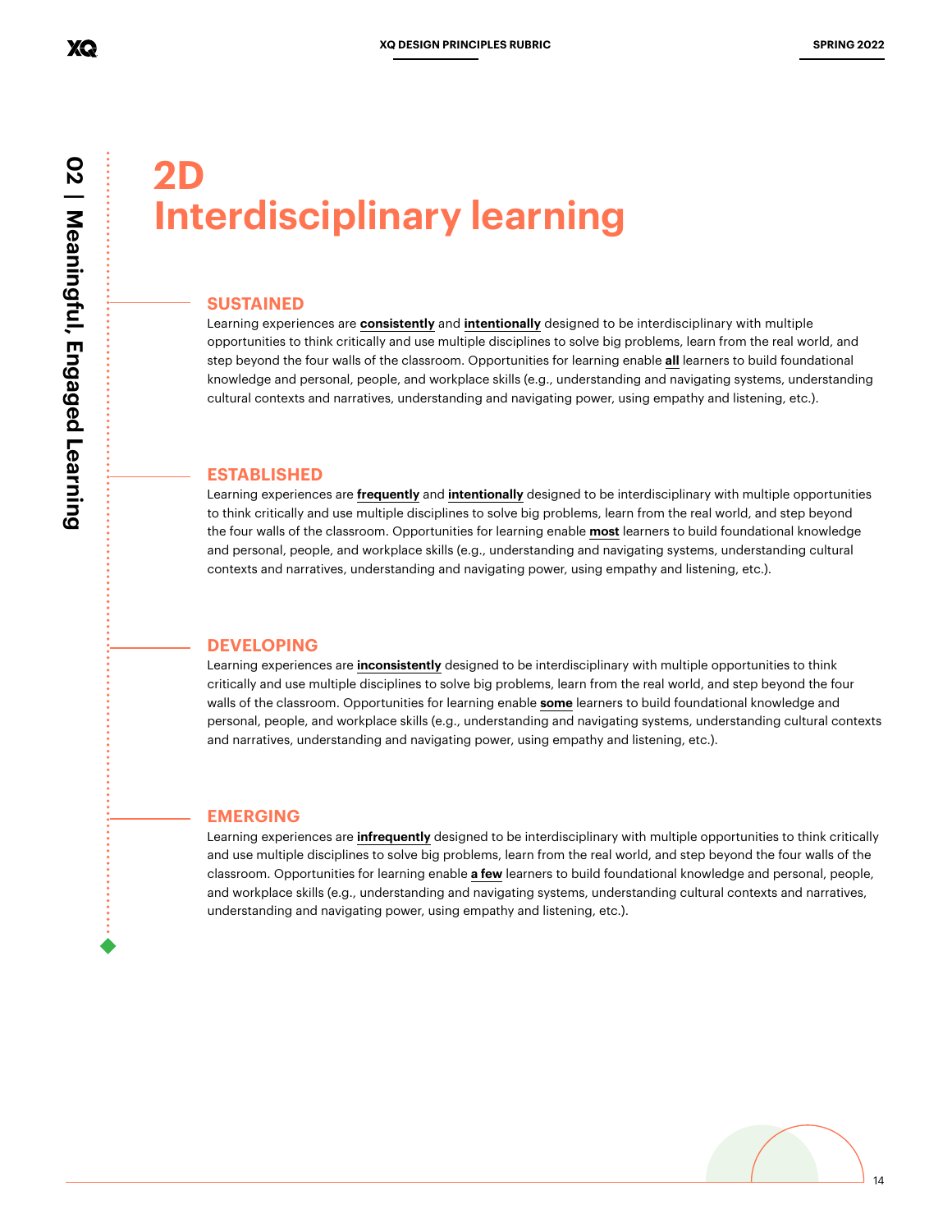# 2D
# Interdisciplinary learning

### SUSTAINED

Learning experiences are **consistently** and **intentionally** designed to be interdisciplinary with multiple opportunities to think critically and use multiple disciplines to solve big problems, learn from the real world, and step beyond the four walls of the classroom. Opportunities for learning enable **all** learners to build foundational knowledge and personal, people, and workplace skills (e.g., understanding and navigating systems, understanding cultural contexts and narratives, understanding and navigating power, using empathy and listening, etc.).

### ESTABLISHED

Learning experiences are **frequently** and **intentionally** designed to be interdisciplinary with multiple opportunities to think critically and use multiple disciplines to solve big problems, learn from the real world, and step beyond the four walls of the classroom. Opportunities for learning enable **most** learners to build foundational knowledge and personal, people, and workplace skills (e.g., understanding and navigating systems, understanding cultural contexts and narratives, understanding and navigating power, using empathy and listening, etc.).

### DEVELOPING

Learning experiences are **inconsistently** designed to be interdisciplinary with multiple opportunities to think critically and use multiple disciplines to solve big problems, learn from the real world, and step beyond the four walls of the classroom. Opportunities for learning enable **some** learners to build foundational knowledge and personal, people, and workplace skills (e.g., understanding and navigating systems, understanding cultural contexts and narratives, understanding and navigating power, using empathy and listening, etc.).

### EMERGING

Learning experiences are **infrequently** designed to be interdisciplinary with multiple opportunities to think critically and use multiple disciplines to solve big problems, learn from the real world, and step beyond the four walls of the classroom. Opportunities for learning enable **a few** learners to build foundational knowledge and personal, people, and workplace skills (e.g., understanding and navigating systems, understanding cultural contexts and narratives, understanding and navigating power, using empathy and listening, etc.).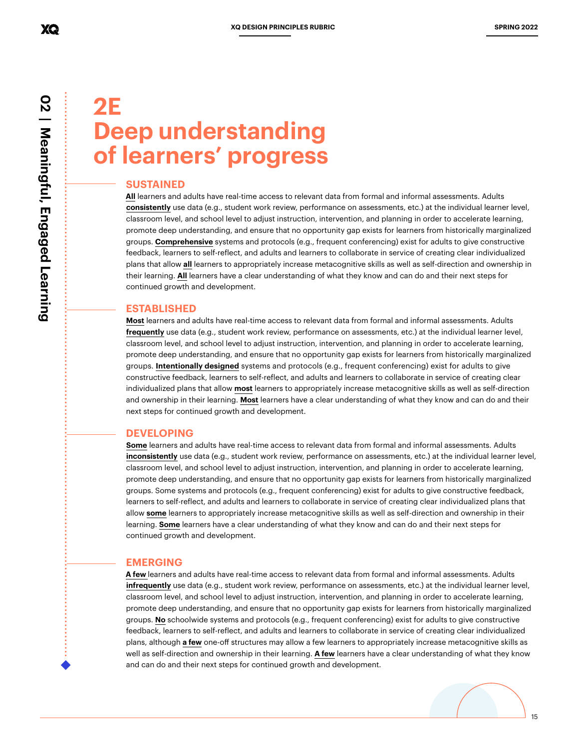# 2E Deep understanding of learners' progress

## SUSTAINED

**All** learners and adults have real-time access to relevant data from formal and informal assessments. Adults **consistently** use data (e.g., student work review, performance on assessments, etc.) at the individual learner level, classroom level, and school level to adjust instruction, intervention, and planning in order to accelerate learning, promote deep understanding, and ensure that no opportunity gap exists for learners from historically marginalized groups. **Comprehensive** systems and protocols (e.g., frequent conferencing) exist for adults to give constructive feedback, learners to self-reflect, and adults and learners to collaborate in service of creating clear individualized plans that allow **all** learners to appropriately increase metacognitive skills as well as self-direction and ownership in their learning. **All** learners have a clear understanding of what they know and can do and their next steps for continued growth and development.

## ESTABLISHED

**Most** learners and adults have real-time access to relevant data from formal and informal assessments. Adults **frequently** use data (e.g., student work review, performance on assessments, etc.) at the individual learner level, classroom level, and school level to adjust instruction, intervention, and planning in order to accelerate learning, promote deep understanding, and ensure that no opportunity gap exists for learners from historically marginalized groups. **Intentionally designed** systems and protocols (e.g., frequent conferencing) exist for adults to give constructive feedback, learners to self-reflect, and adults and learners to collaborate in service of creating clear individualized plans that allow **most** learners to appropriately increase metacognitive skills as well as self-direction and ownership in their learning. **Most** learners have a clear understanding of what they know and can do and their next steps for continued growth and development.

## DEVELOPING

**Some** learners and adults have real-time access to relevant data from formal and informal assessments. Adults **inconsistently** use data (e.g., student work review, performance on assessments, etc.) at the individual learner level, classroom level, and school level to adjust instruction, intervention, and planning in order to accelerate learning, promote deep understanding, and ensure that no opportunity gap exists for learners from historically marginalized groups. Some systems and protocols (e.g., frequent conferencing) exist for adults to give constructive feedback, learners to self-reflect, and adults and learners to collaborate in service of creating clear individualized plans that allow **some** learners to appropriately increase metacognitive skills as well as self-direction and ownership in their learning. **Some** learners have a clear understanding of what they know and can do and their next steps for continued growth and development.

## EMERGING

**A few** learners and adults have real-time access to relevant data from formal and informal assessments. Adults **infrequently** use data (e.g., student work review, performance on assessments, etc.) at the individual learner level, classroom level, and school level to adjust instruction, intervention, and planning in order to accelerate learning, promote deep understanding, and ensure that no opportunity gap exists for learners from historically marginalized groups. **No** schoolwide systems and protocols (e.g., frequent conferencing) exist for adults to give constructive feedback, learners to self-reflect, and adults and learners to collaborate in service of creating clear individualized plans, although **a few** one-off structures may allow a few learners to appropriately increase metacognitive skills as well as self-direction and ownership in their learning. **A few** learners have a clear understanding of what they know and can do and their next steps for continued growth and development.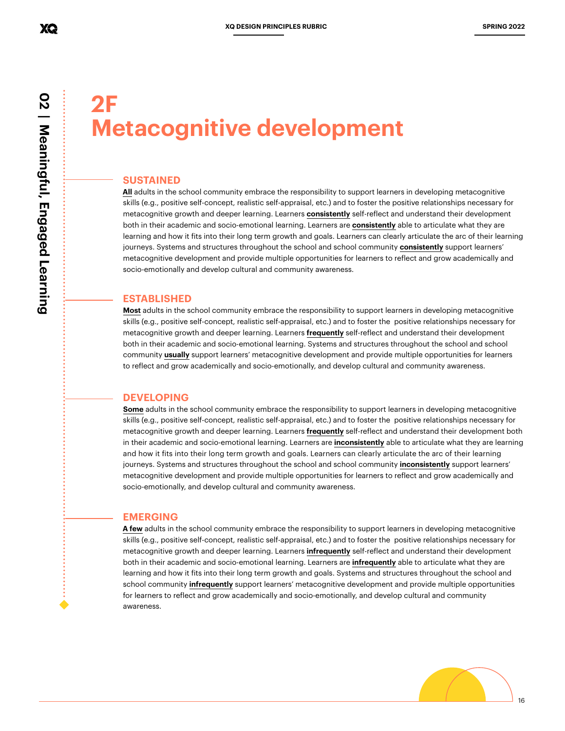# 2F
# Metacognitive development

## SUSTAINED

**All** adults in the school community embrace the responsibility to support learners in developing metacognitive skills (e.g., positive self-concept, realistic self-appraisal, etc.) and to foster the positive relationships necessary for metacognitive growth and deeper learning. Learners **consistently** self-reflect and understand their development both in their academic and socio-emotional learning. Learners are **consistently** able to articulate what they are learning and how it fits into their long term growth and goals. Learners can clearly articulate the arc of their learning journeys. Systems and structures throughout the school and school community **consistently** support learners' metacognitive development and provide multiple opportunities for learners to reflect and grow academically and socio-emotionally and develop cultural and community awareness.

## ESTABLISHED

**Most** adults in the school community embrace the responsibility to support learners in developing metacognitive skills (e.g., positive self-concept, realistic self-appraisal, etc.) and to foster the positive relationships necessary for metacognitive growth and deeper learning. Learners **frequently** self-reflect and understand their development both in their academic and socio-emotional learning. Systems and structures throughout the school and school community **usually** support learners' metacognitive development and provide multiple opportunities for learners to reflect and grow academically and socio-emotionally, and develop cultural and community awareness.

## DEVELOPING

**Some** adults in the school community embrace the responsibility to support learners in developing metacognitive skills (e.g., positive self-concept, realistic self-appraisal, etc.) and to foster the positive relationships necessary for metacognitive growth and deeper learning. Learners **frequently** self-reflect and understand their development both in their academic and socio-emotional learning. Learners are **inconsistently** able to articulate what they are learning and how it fits into their long term growth and goals. Learners can clearly articulate the arc of their learning journeys. Systems and structures throughout the school and school community **inconsistently** support learners' metacognitive development and provide multiple opportunities for learners to reflect and grow academically and socio-emotionally, and develop cultural and community awareness.

## EMERGING

**A few** adults in the school community embrace the responsibility to support learners in developing metacognitive skills (e.g., positive self-concept, realistic self-appraisal, etc.) and to foster the positive relationships necessary for metacognitive growth and deeper learning. Learners **infrequently** self-reflect and understand their development both in their academic and socio-emotional learning. Learners are **infrequently** able to articulate what they are learning and how it fits into their long term growth and goals. Systems and structures throughout the school and school community **infrequently** support learners' metacognitive development and provide multiple opportunities for learners to reflect and grow academically and socio-emotionally, and develop cultural and community awareness.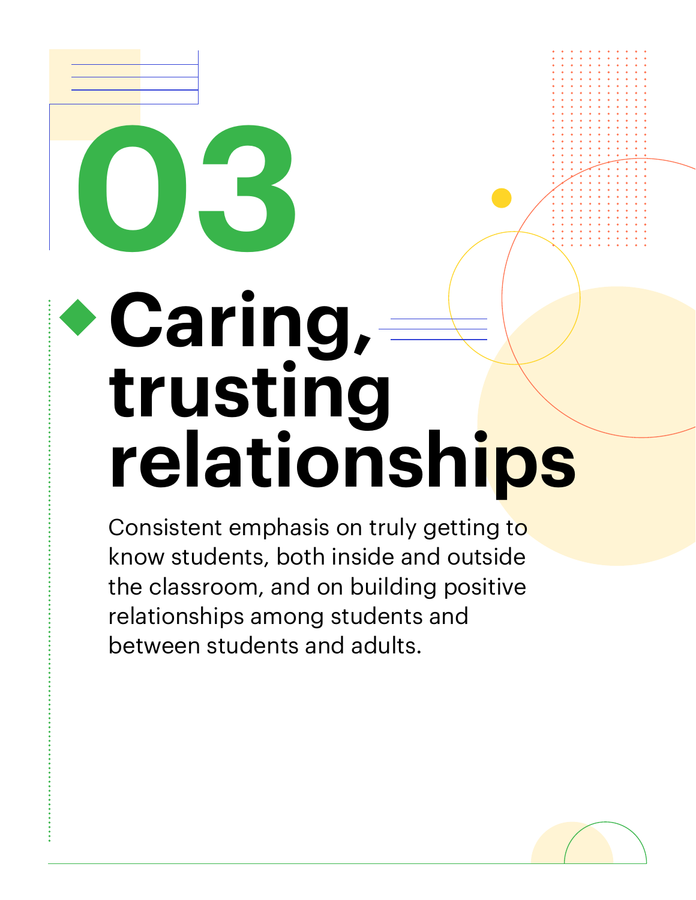# 03

## Caring, trusting relationships

Consistent emphasis on truly getting to know students, both inside and outside the classroom, and on building positive relationships among students and between students and adults.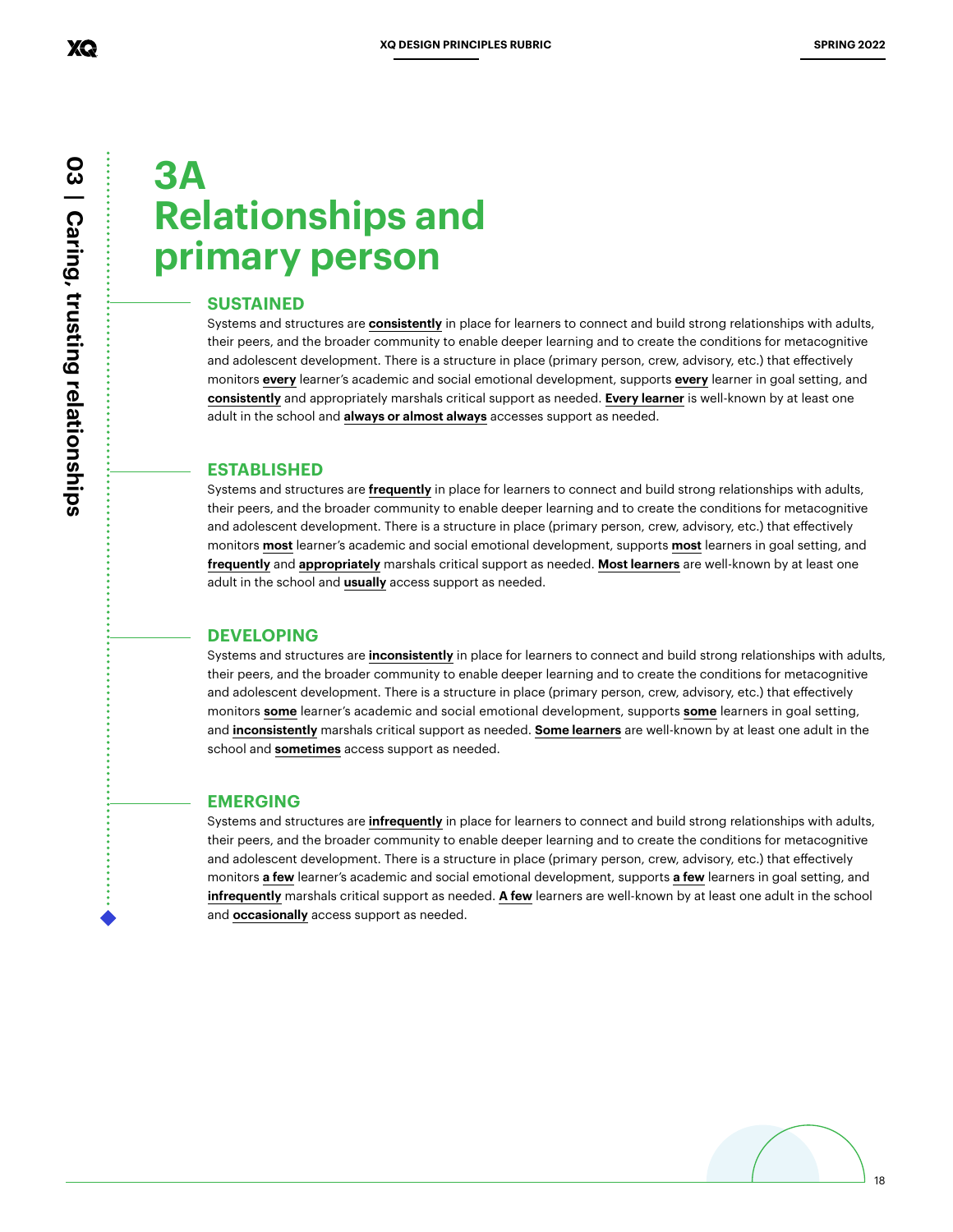# 3A Relationships and primary person

### SUSTAINED

Systems and structures are **consistently** in place for learners to connect and build strong relationships with adults, their peers, and the broader community to enable deeper learning and to create the conditions for metacognitive and adolescent development. There is a structure in place (primary person, crew, advisory, etc.) that effectively monitors **every** learner's academic and social emotional development, supports **every** learner in goal setting, and **consistently** and appropriately marshals critical support as needed. **Every learner** is well-known by at least one adult in the school and **always or almost always** accesses support as needed.

### ESTABLISHED

Systems and structures are **frequently** in place for learners to connect and build strong relationships with adults, their peers, and the broader community to enable deeper learning and to create the conditions for metacognitive and adolescent development. There is a structure in place (primary person, crew, advisory, etc.) that effectively monitors **most** learner's academic and social emotional development, supports **most** learners in goal setting, and **frequently** and **appropriately** marshals critical support as needed. **Most learners** are well-known by at least one adult in the school and **usually** access support as needed.

### DEVELOPING

Systems and structures are **inconsistently** in place for learners to connect and build strong relationships with adults, their peers, and the broader community to enable deeper learning and to create the conditions for metacognitive and adolescent development. There is a structure in place (primary person, crew, advisory, etc.) that effectively monitors **some** learner's academic and social emotional development, supports **some** learners in goal setting, and **inconsistently** marshals critical support as needed. **Some learners** are well-known by at least one adult in the school and **sometimes** access support as needed.

### EMERGING

Systems and structures are **infrequently** in place for learners to connect and build strong relationships with adults, their peers, and the broader community to enable deeper learning and to create the conditions for metacognitive and adolescent development. There is a structure in place (primary person, crew, advisory, etc.) that effectively monitors **a few** learner's academic and social emotional development, supports **a few** learners in goal setting, and **infrequently** marshals critical support as needed. **A few** learners are well-known by at least one adult in the school and **occasionally** access support as needed.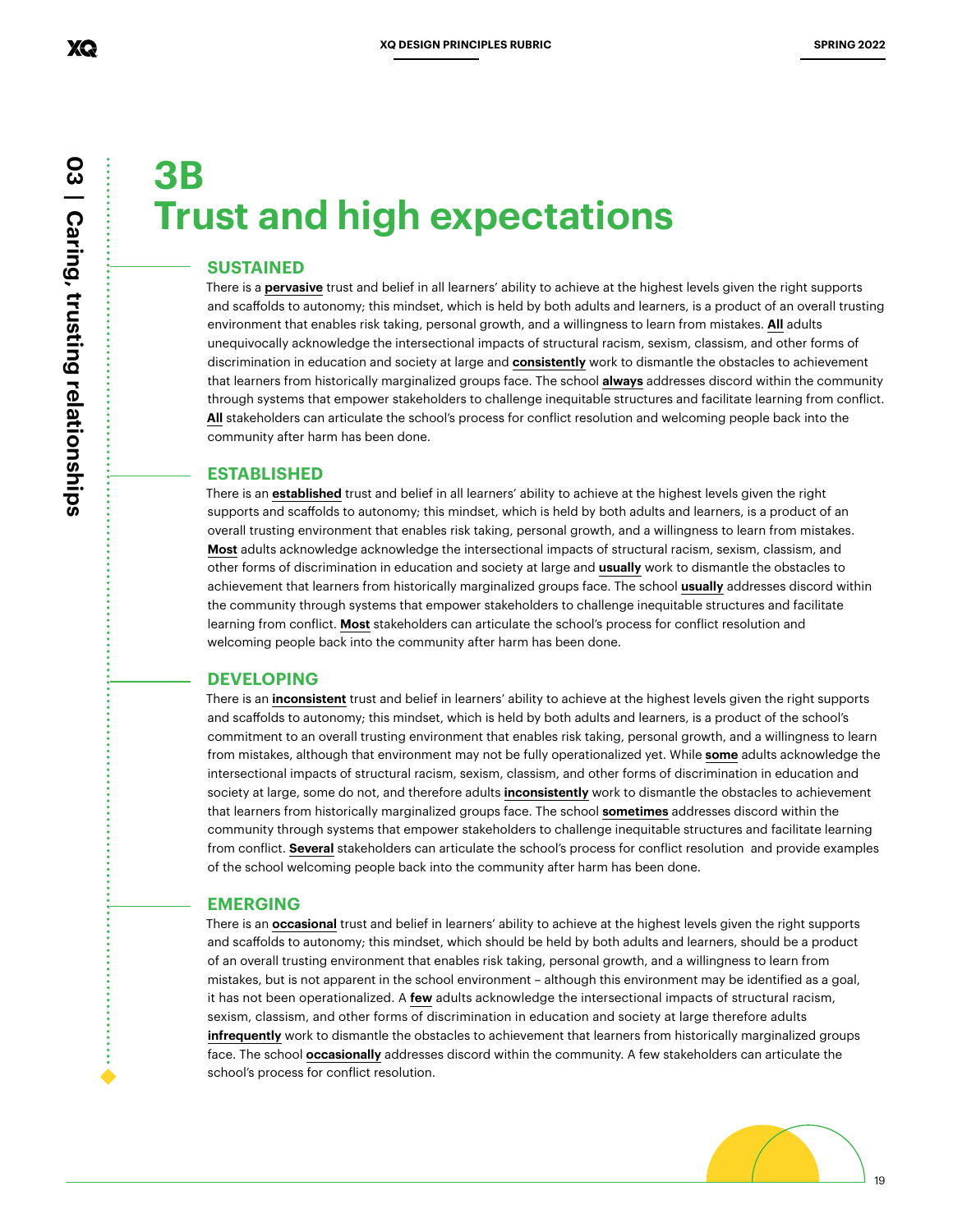# 3B Trust and high expectations

## SUSTAINED

There is a **pervasive** trust and belief in all learners' ability to achieve at the highest levels given the right supports and scaffolds to autonomy; this mindset, which is held by both adults and learners, is a product of an overall trusting environment that enables risk taking, personal growth, and a willingness to learn from mistakes. **All** adults unequivocally acknowledge the intersectional impacts of structural racism, sexism, classism, and other forms of discrimination in education and society at large and **consistently** work to dismantle the obstacles to achievement that learners from historically marginalized groups face. The school **always** addresses discord within the community through systems that empower stakeholders to challenge inequitable structures and facilitate learning from conflict. **All** stakeholders can articulate the school's process for conflict resolution and welcoming people back into the community after harm has been done.

## ESTABLISHED

There is an **established** trust and belief in all learners' ability to achieve at the highest levels given the right supports and scaffolds to autonomy; this mindset, which is held by both adults and learners, is a product of an overall trusting environment that enables risk taking, personal growth, and a willingness to learn from mistakes. **Most** adults acknowledge acknowledge the intersectional impacts of structural racism, sexism, classism, and other forms of discrimination in education and society at large and **usually** work to dismantle the obstacles to achievement that learners from historically marginalized groups face. The school **usually** addresses discord within the community through systems that empower stakeholders to challenge inequitable structures and facilitate learning from conflict. **Most** stakeholders can articulate the school's process for conflict resolution and welcoming people back into the community after harm has been done.

## DEVELOPING

There is an **inconsistent** trust and belief in learners' ability to achieve at the highest levels given the right supports and scaffolds to autonomy; this mindset, which is held by both adults and learners, is a product of the school's commitment to an overall trusting environment that enables risk taking, personal growth, and a willingness to learn from mistakes, although that environment may not be fully operationalized yet. While **some** adults acknowledge the intersectional impacts of structural racism, sexism, classism, and other forms of discrimination in education and society at large, some do not, and therefore adults **inconsistently** work to dismantle the obstacles to achievement that learners from historically marginalized groups face. The school **sometimes** addresses discord within the community through systems that empower stakeholders to challenge inequitable structures and facilitate learning from conflict. **Several** stakeholders can articulate the school's process for conflict resolution and provide examples of the school welcoming people back into the community after harm has been done.

## EMERGING

There is an **occasional** trust and belief in learners' ability to achieve at the highest levels given the right supports and scaffolds to autonomy; this mindset, which should be held by both adults and learners, should be a product of an overall trusting environment that enables risk taking, personal growth, and a willingness to learn from mistakes, but is not apparent in the school environment – although this environment may be identified as a goal, it has not been operationalized. A **few** adults acknowledge the intersectional impacts of structural racism, sexism, classism, and other forms of discrimination in education and society at large therefore adults **infrequently** work to dismantle the obstacles to achievement that learners from historically marginalized groups face. The school **occasionally** addresses discord within the community. A few stakeholders can articulate the school's process for conflict resolution.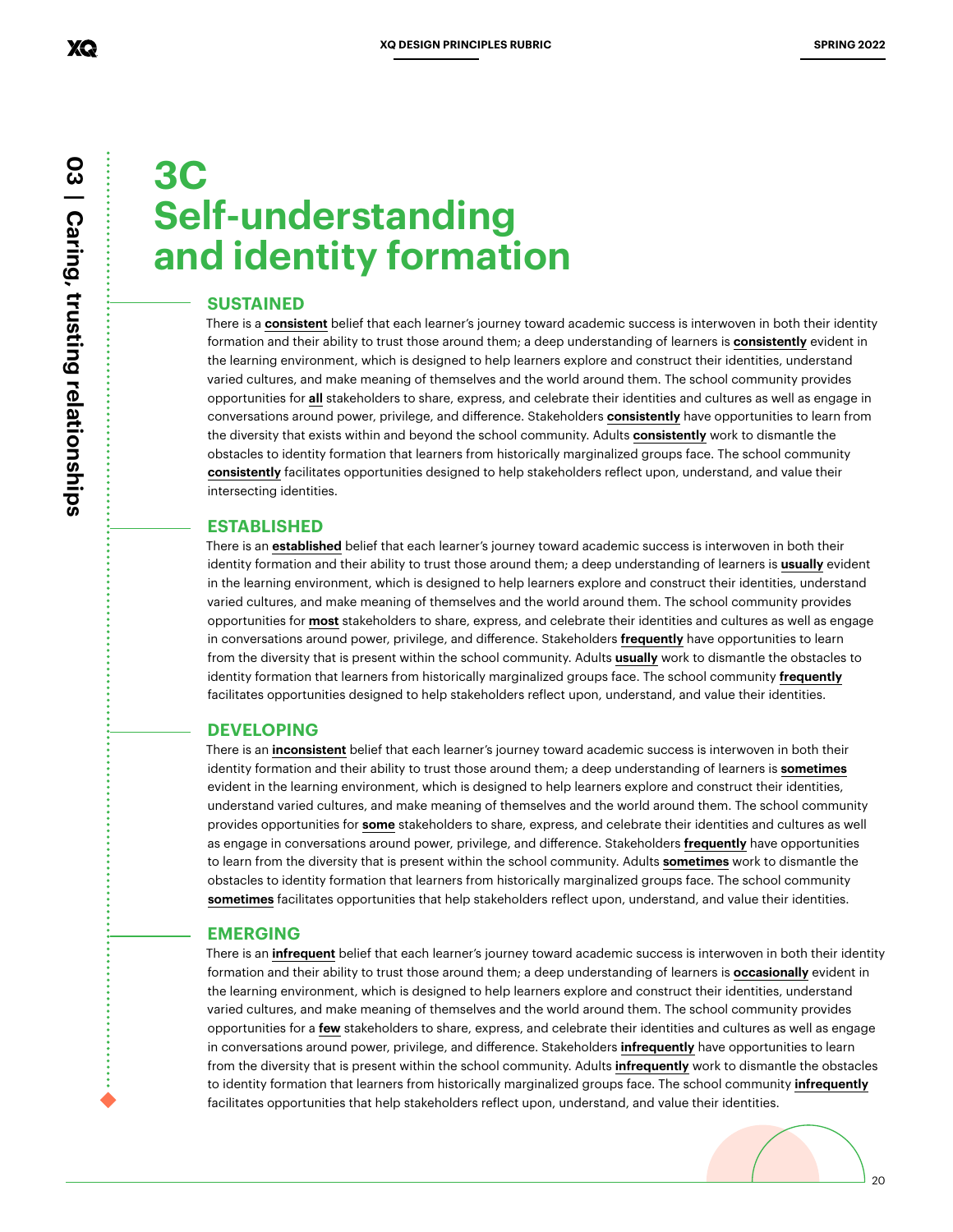# 3C Self-understanding and identity formation

## SUSTAINED

There is a **consistent** belief that each learner's journey toward academic success is interwoven in both their identity formation and their ability to trust those around them; a deep understanding of learners is **consistently** evident in the learning environment, which is designed to help learners explore and construct their identities, understand varied cultures, and make meaning of themselves and the world around them. The school community provides opportunities for **all** stakeholders to share, express, and celebrate their identities and cultures as well as engage in conversations around power, privilege, and difference. Stakeholders **consistently** have opportunities to learn from the diversity that exists within and beyond the school community. Adults **consistently** work to dismantle the obstacles to identity formation that learners from historically marginalized groups face. The school community **consistently** facilitates opportunities designed to help stakeholders reflect upon, understand, and value their intersecting identities.

## ESTABLISHED

There is an **established** belief that each learner's journey toward academic success is interwoven in both their identity formation and their ability to trust those around them; a deep understanding of learners is **usually** evident in the learning environment, which is designed to help learners explore and construct their identities, understand varied cultures, and make meaning of themselves and the world around them. The school community provides opportunities for **most** stakeholders to share, express, and celebrate their identities and cultures as well as engage in conversations around power, privilege, and difference. Stakeholders **frequently** have opportunities to learn from the diversity that is present within the school community. Adults **usually** work to dismantle the obstacles to identity formation that learners from historically marginalized groups face. The school community **frequently** facilitates opportunities designed to help stakeholders reflect upon, understand, and value their identities.

## DEVELOPING

There is an **inconsistent** belief that each learner's journey toward academic success is interwoven in both their identity formation and their ability to trust those around them; a deep understanding of learners is **sometimes** evident in the learning environment, which is designed to help learners explore and construct their identities, understand varied cultures, and make meaning of themselves and the world around them. The school community provides opportunities for **some** stakeholders to share, express, and celebrate their identities and cultures as well as engage in conversations around power, privilege, and difference. Stakeholders **frequently** have opportunities to learn from the diversity that is present within the school community. Adults **sometimes** work to dismantle the obstacles to identity formation that learners from historically marginalized groups face. The school community **sometimes** facilitates opportunities that help stakeholders reflect upon, understand, and value their identities.

## EMERGING

There is an **infrequent** belief that each learner's journey toward academic success is interwoven in both their identity formation and their ability to trust those around them; a deep understanding of learners is **occasionally** evident in the learning environment, which is designed to help learners explore and construct their identities, understand varied cultures, and make meaning of themselves and the world around them. The school community provides opportunities for a **few** stakeholders to share, express, and celebrate their identities and cultures as well as engage in conversations around power, privilege, and difference. Stakeholders **infrequently** have opportunities to learn from the diversity that is present within the school community. Adults **infrequently** work to dismantle the obstacles to identity formation that learners from historically marginalized groups face. The school community **infrequently** facilitates opportunities that help stakeholders reflect upon, understand, and value their identities.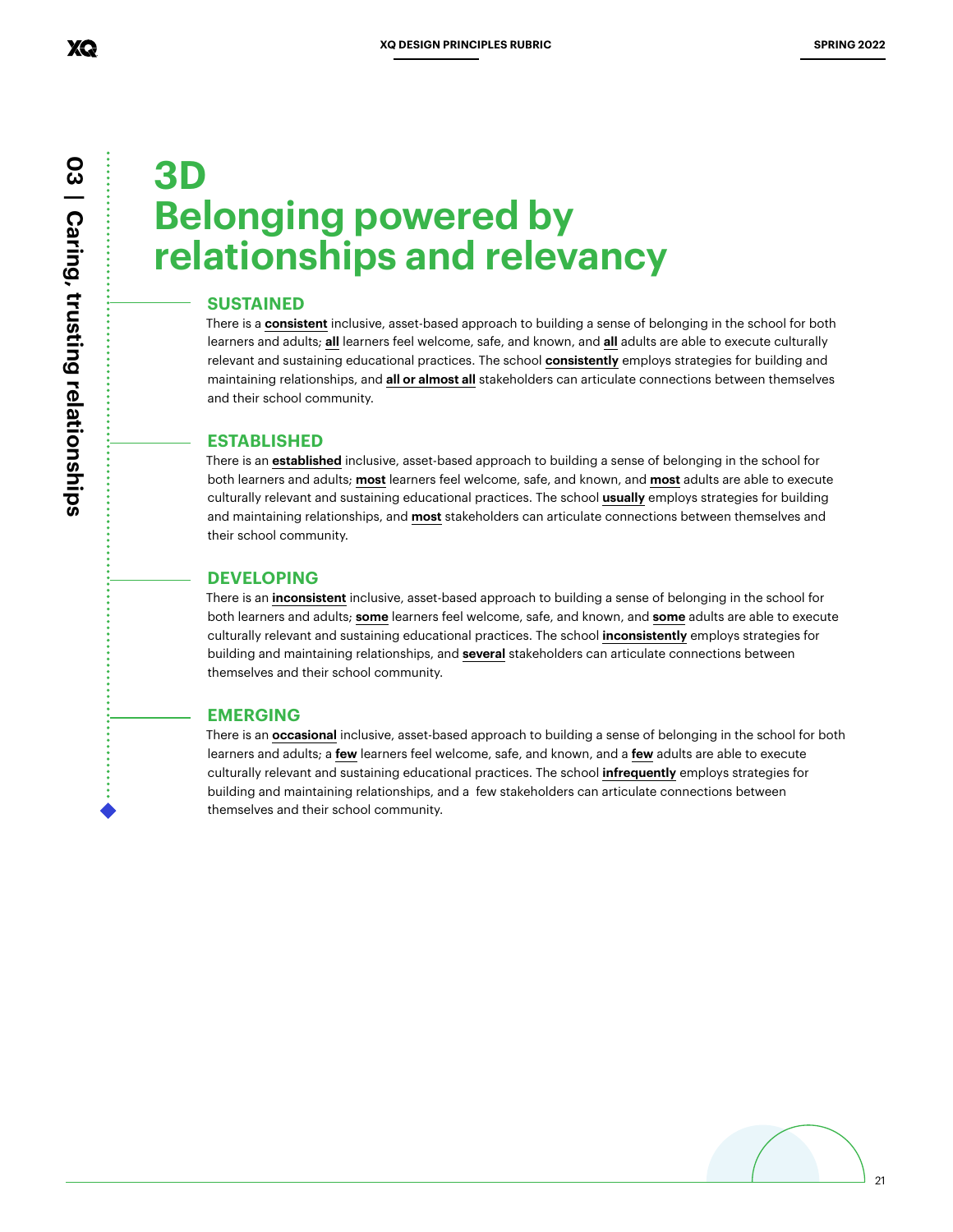# 3D Belonging powered by relationships and relevancy

## SUSTAINED

There is a **consistent** inclusive, asset-based approach to building a sense of belonging in the school for both learners and adults; **all** learners feel welcome, safe, and known, and **all** adults are able to execute culturally relevant and sustaining educational practices. The school **consistently** employs strategies for building and maintaining relationships, and **all or almost all** stakeholders can articulate connections between themselves and their school community.

## ESTABLISHED

There is an **established** inclusive, asset-based approach to building a sense of belonging in the school for both learners and adults; **most** learners feel welcome, safe, and known, and **most** adults are able to execute culturally relevant and sustaining educational practices. The school **usually** employs strategies for building and maintaining relationships, and **most** stakeholders can articulate connections between themselves and their school community.

## DEVELOPING

There is an **inconsistent** inclusive, asset-based approach to building a sense of belonging in the school for both learners and adults; **some** learners feel welcome, safe, and known, and **some** adults are able to execute culturally relevant and sustaining educational practices. The school **inconsistently** employs strategies for building and maintaining relationships, and **several** stakeholders can articulate connections between themselves and their school community.

## EMERGING

There is an **occasional** inclusive, asset-based approach to building a sense of belonging in the school for both learners and adults; a **few** learners feel welcome, safe, and known, and a **few** adults are able to execute culturally relevant and sustaining educational practices. The school **infrequently** employs strategies for building and maintaining relationships, and a few stakeholders can articulate connections between themselves and their school community.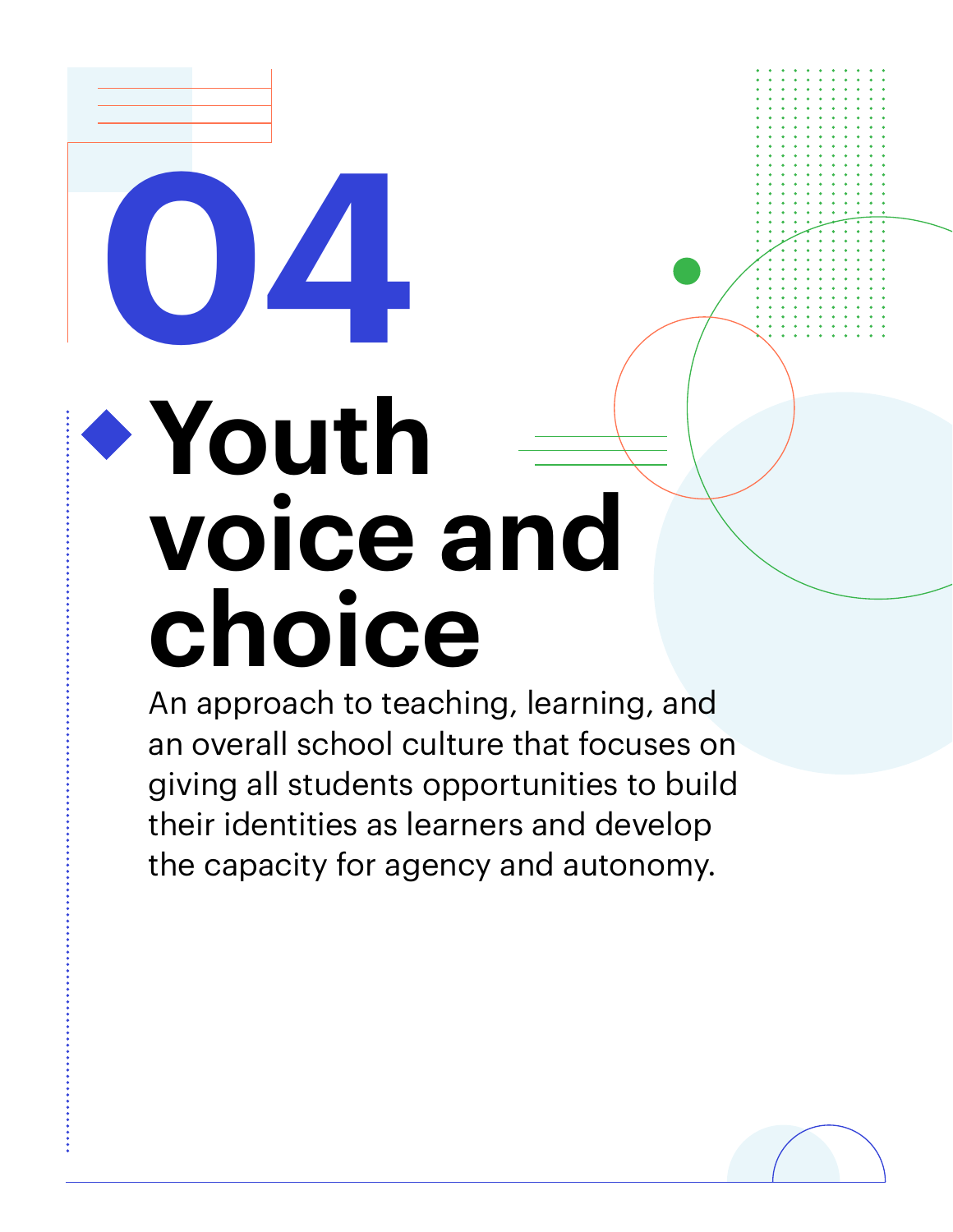# 04

## Youth voice and choice

An approach to teaching, learning, and an overall school culture that focuses on giving all students opportunities to build their identities as learners and develop the capacity for agency and autonomy.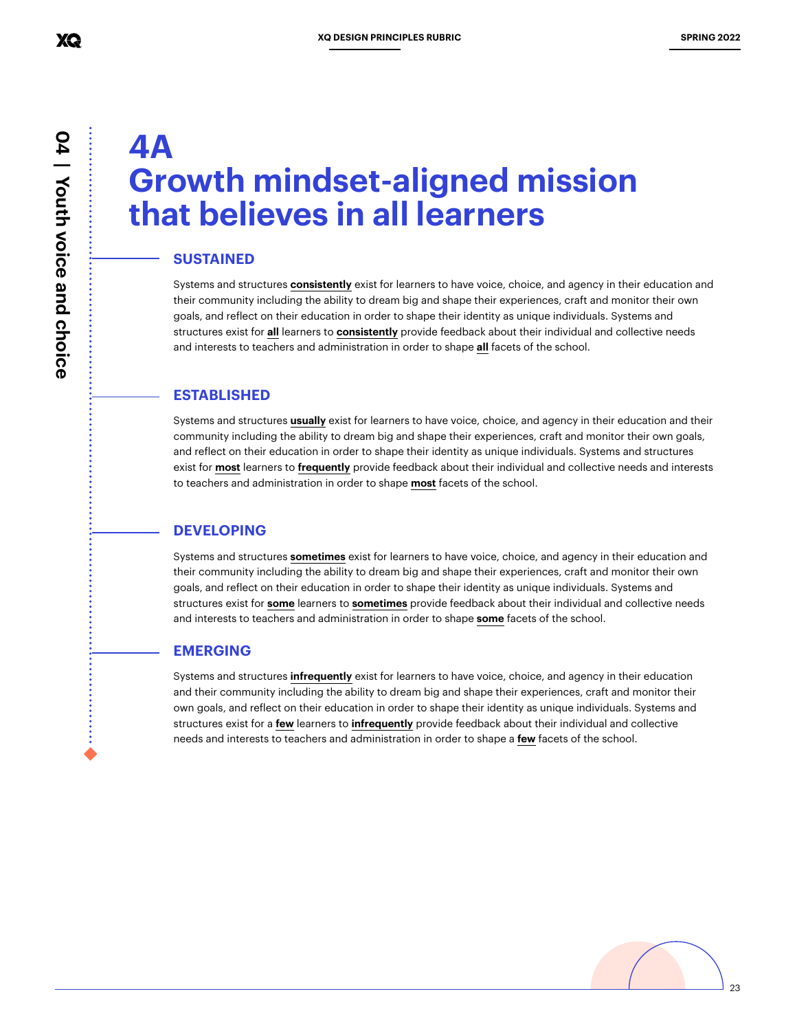# 4A Growth mindset-aligned mission that believes in all learners

## SUSTAINED

Systems and structures **consistently** exist for learners to have voice, choice, and agency in their education and their community including the ability to dream big and shape their experiences, craft and monitor their own goals, and reflect on their education in order to shape their identity as unique individuals. Systems and structures exist for **all** learners to **consistently** provide feedback about their individual and collective needs and interests to teachers and administration in order to shape **all** facets of the school.

## ESTABLISHED

Systems and structures **usually** exist for learners to have voice, choice, and agency in their education and their community including the ability to dream big and shape their experiences, craft and monitor their own goals, and reflect on their education in order to shape their identity as unique individuals. Systems and structures exist for **most** learners to **frequently** provide feedback about their individual and collective needs and interests to teachers and administration in order to shape **most** facets of the school.

## DEVELOPING

Systems and structures **sometimes** exist for learners to have voice, choice, and agency in their education and their community including the ability to dream big and shape their experiences, craft and monitor their own goals, and reflect on their education in order to shape their identity as unique individuals. Systems and structures exist for **some** learners to **sometimes** provide feedback about their individual and collective needs and interests to teachers and administration in order to shape **some** facets of the school.

## EMERGING

Systems and structures **infrequently** exist for learners to have voice, choice, and agency in their education and their community including the ability to dream big and shape their experiences, craft and monitor their own goals, and reflect on their education in order to shape their identity as unique individuals. Systems and structures exist for a **few** learners to **infrequently** provide feedback about their individual and collective needs and interests to teachers and administration in order to shape a **few** facets of the school.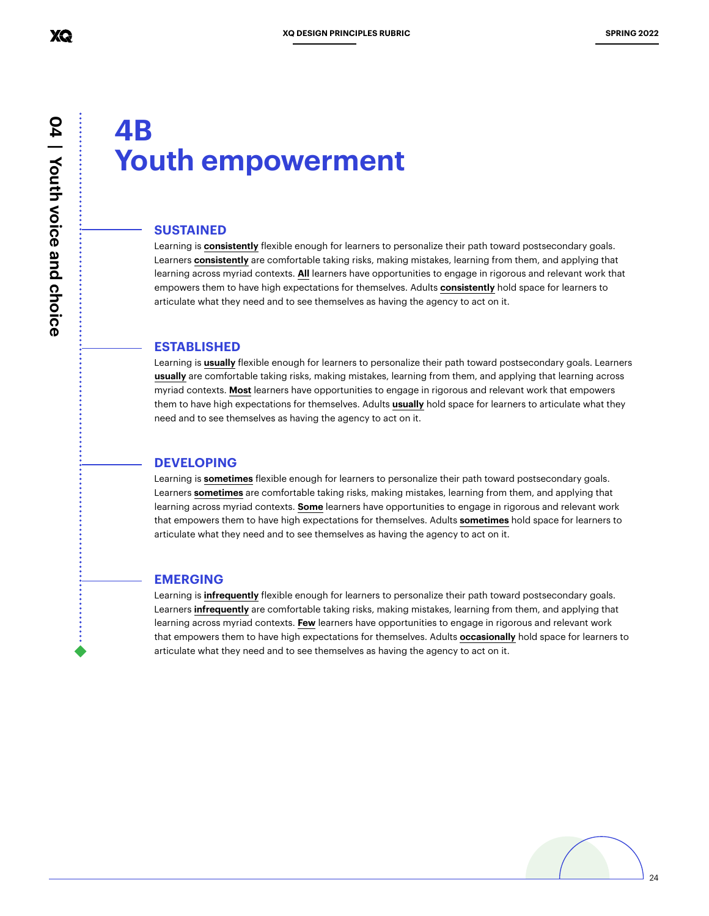# 4B Youth empowerment

## SUSTAINED

Learning is **consistently** flexible enough for learners to personalize their path toward postsecondary goals. Learners **consistently** are comfortable taking risks, making mistakes, learning from them, and applying that learning across myriad contexts. **All** learners have opportunities to engage in rigorous and relevant work that empowers them to have high expectations for themselves. Adults **consistently** hold space for learners to articulate what they need and to see themselves as having the agency to act on it.

## ESTABLISHED

Learning is **usually** flexible enough for learners to personalize their path toward postsecondary goals. Learners **usually** are comfortable taking risks, making mistakes, learning from them, and applying that learning across myriad contexts. **Most** learners have opportunities to engage in rigorous and relevant work that empowers them to have high expectations for themselves. Adults **usually** hold space for learners to articulate what they need and to see themselves as having the agency to act on it.

## DEVELOPING

Learning is **sometimes** flexible enough for learners to personalize their path toward postsecondary goals. Learners **sometimes** are comfortable taking risks, making mistakes, learning from them, and applying that learning across myriad contexts. **Some** learners have opportunities to engage in rigorous and relevant work that empowers them to have high expectations for themselves. Adults **sometimes** hold space for learners to articulate what they need and to see themselves as having the agency to act on it.

## EMERGING

Learning is **infrequently** flexible enough for learners to personalize their path toward postsecondary goals. Learners **infrequently** are comfortable taking risks, making mistakes, learning from them, and applying that learning across myriad contexts. **Few** learners have opportunities to engage in rigorous and relevant work that empowers them to have high expectations for themselves. Adults **occasionally** hold space for learners to articulate what they need and to see themselves as having the agency to act on it.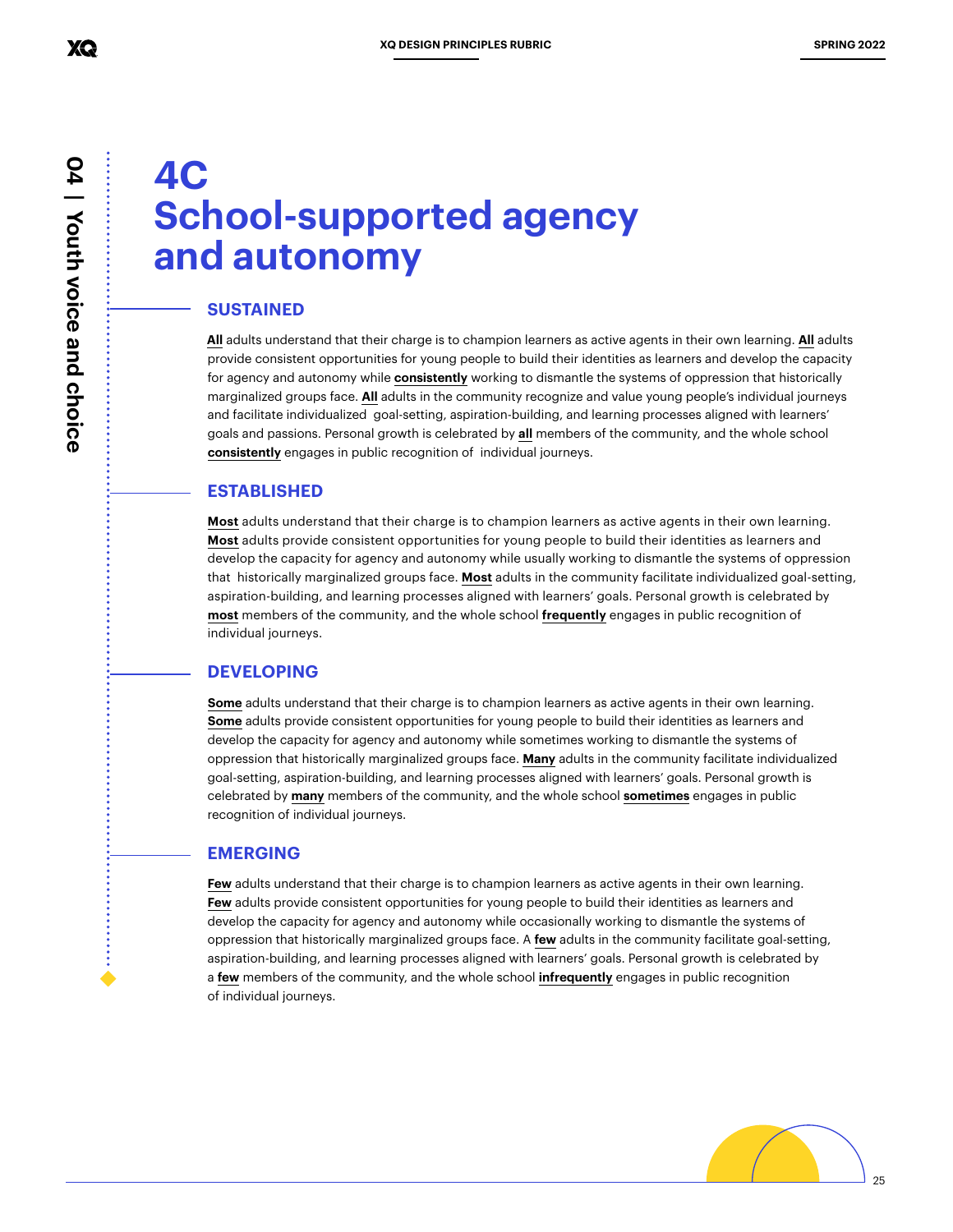# 4C School-supported agency and autonomy

## SUSTAINED

**All** adults understand that their charge is to champion learners as active agents in their own learning. **All** adults provide consistent opportunities for young people to build their identities as learners and develop the capacity for agency and autonomy while **consistently** working to dismantle the systems of oppression that historically marginalized groups face. **All** adults in the community recognize and value young people's individual journeys and facilitate individualized goal-setting, aspiration-building, and learning processes aligned with learners' goals and passions. Personal growth is celebrated by **all** members of the community, and the whole school **consistently** engages in public recognition of individual journeys.

## ESTABLISHED

**Most** adults understand that their charge is to champion learners as active agents in their own learning. **Most** adults provide consistent opportunities for young people to build their identities as learners and develop the capacity for agency and autonomy while usually working to dismantle the systems of oppression that historically marginalized groups face. **Most** adults in the community facilitate individualized goal-setting, aspiration-building, and learning processes aligned with learners' goals. Personal growth is celebrated by **most** members of the community, and the whole school **frequently** engages in public recognition of individual journeys.

## DEVELOPING

**Some** adults understand that their charge is to champion learners as active agents in their own learning. **Some** adults provide consistent opportunities for young people to build their identities as learners and develop the capacity for agency and autonomy while sometimes working to dismantle the systems of oppression that historically marginalized groups face. **Many** adults in the community facilitate individualized goal-setting, aspiration-building, and learning processes aligned with learners' goals. Personal growth is celebrated by **many** members of the community, and the whole school **sometimes** engages in public recognition of individual journeys.

## EMERGING

**Few** adults understand that their charge is to champion learners as active agents in their own learning. **Few** adults provide consistent opportunities for young people to build their identities as learners and develop the capacity for agency and autonomy while occasionally working to dismantle the systems of oppression that historically marginalized groups face. A **few** adults in the community facilitate goal-setting, aspiration-building, and learning processes aligned with learners' goals. Personal growth is celebrated by a **few** members of the community, and the whole school **infrequently** engages in public recognition of individual journeys.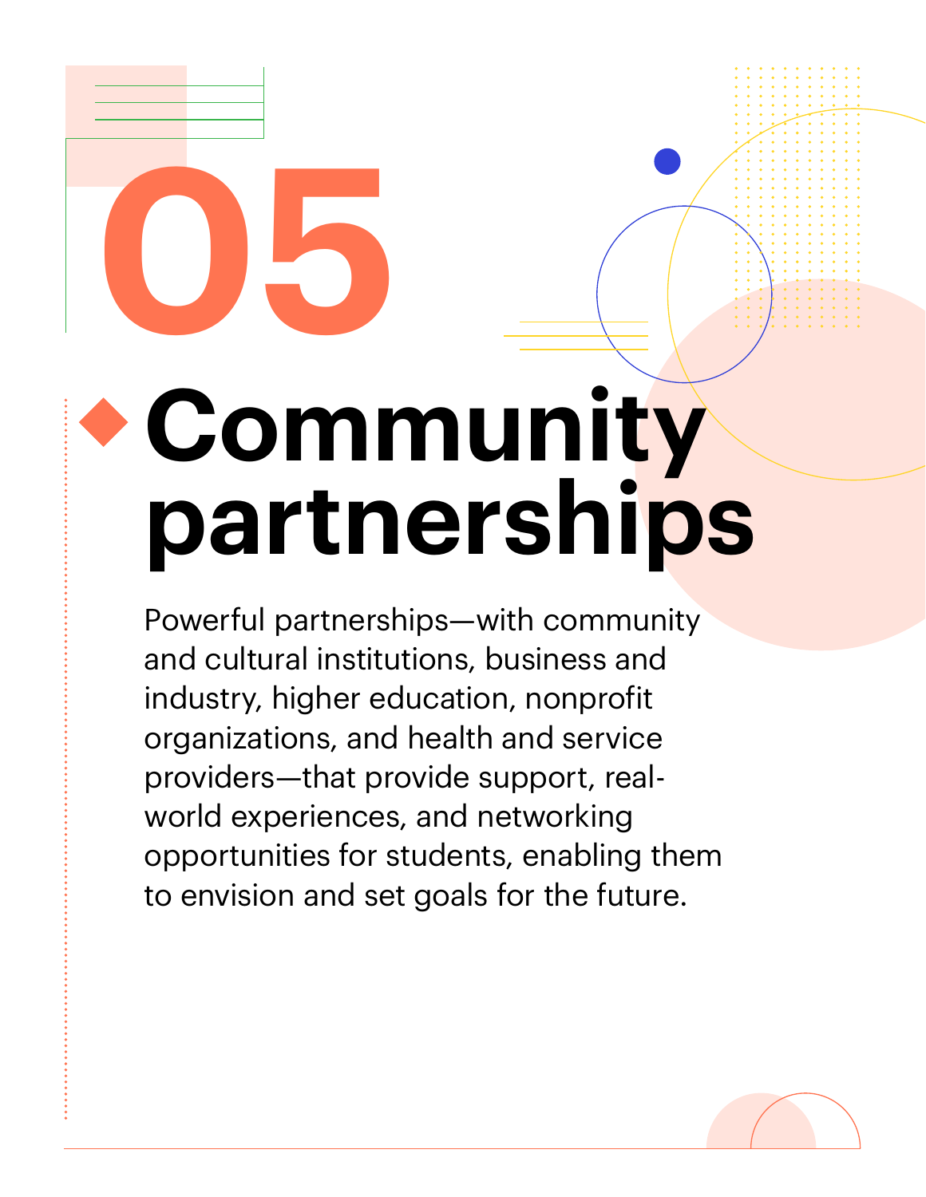# 05

## Community partnerships

Powerful partnerships—with community and cultural institutions, business and industry, higher education, nonprofit organizations, and health and service providers—that provide support, real-world experiences, and networking opportunities for students, enabling them to envision and set goals for the future.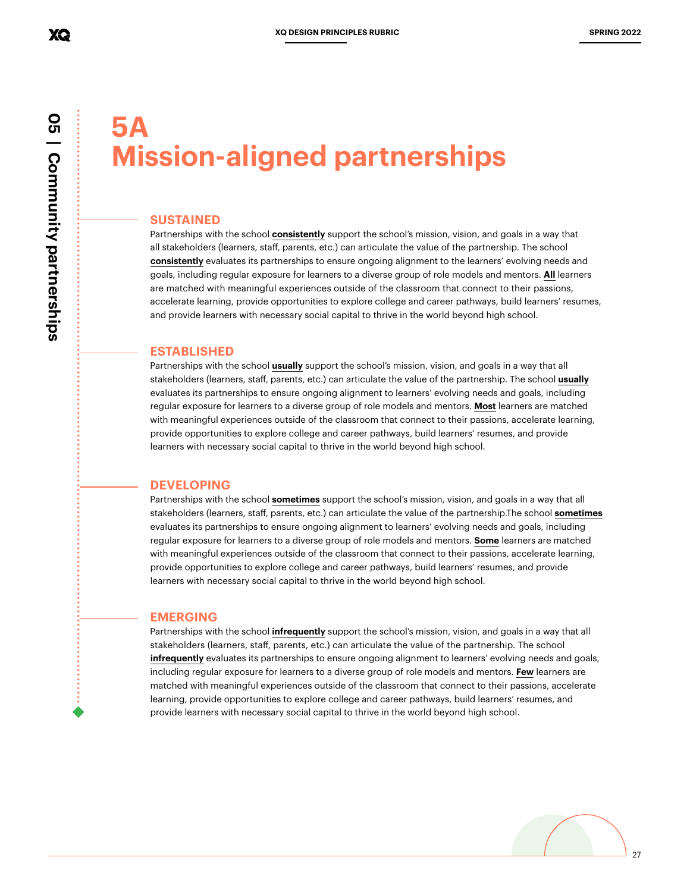# 5A Mission-aligned partnerships

### SUSTAINED

Partnerships with the school **consistently** support the school's mission, vision, and goals in a way that all stakeholders (learners, staff, parents, etc.) can articulate the value of the partnership. The school **consistently** evaluates its partnerships to ensure ongoing alignment to the learners' evolving needs and goals, including regular exposure for learners to a diverse group of role models and mentors. **All** learners are matched with meaningful experiences outside of the classroom that connect to their passions, accelerate learning, provide opportunities to explore college and career pathways, build learners' resumes, and provide learners with necessary social capital to thrive in the world beyond high school.

### ESTABLISHED

Partnerships with the school **usually** support the school's mission, vision, and goals in a way that all stakeholders (learners, staff, parents, etc.) can articulate the value of the partnership. The school **usually** evaluates its partnerships to ensure ongoing alignment to learners' evolving needs and goals, including regular exposure for learners to a diverse group of role models and mentors. **Most** learners are matched with meaningful experiences outside of the classroom that connect to their passions, accelerate learning, provide opportunities to explore college and career pathways, build learners' resumes, and provide learners with necessary social capital to thrive in the world beyond high school.

### DEVELOPING

Partnerships with the school **sometimes** support the school's mission, vision, and goals in a way that all stakeholders (learners, staff, parents, etc.) can articulate the value of the partnership.The school **sometimes** evaluates its partnerships to ensure ongoing alignment to learners' evolving needs and goals, including regular exposure for learners to a diverse group of role models and mentors. **Some** learners are matched with meaningful experiences outside of the classroom that connect to their passions, accelerate learning, provide opportunities to explore college and career pathways, build learners' resumes, and provide learners with necessary social capital to thrive in the world beyond high school.

### EMERGING

Partnerships with the school **infrequently** support the school's mission, vision, and goals in a way that all stakeholders (learners, staff, parents, etc.) can articulate the value of the partnership. The school **infrequently** evaluates its partnerships to ensure ongoing alignment to learners' evolving needs and goals, including regular exposure for learners to a diverse group of role models and mentors. **Few** learners are matched with meaningful experiences outside of the classroom that connect to their passions, accelerate learning, provide opportunities to explore college and career pathways, build learners' resumes, and provide learners with necessary social capital to thrive in the world beyond high school.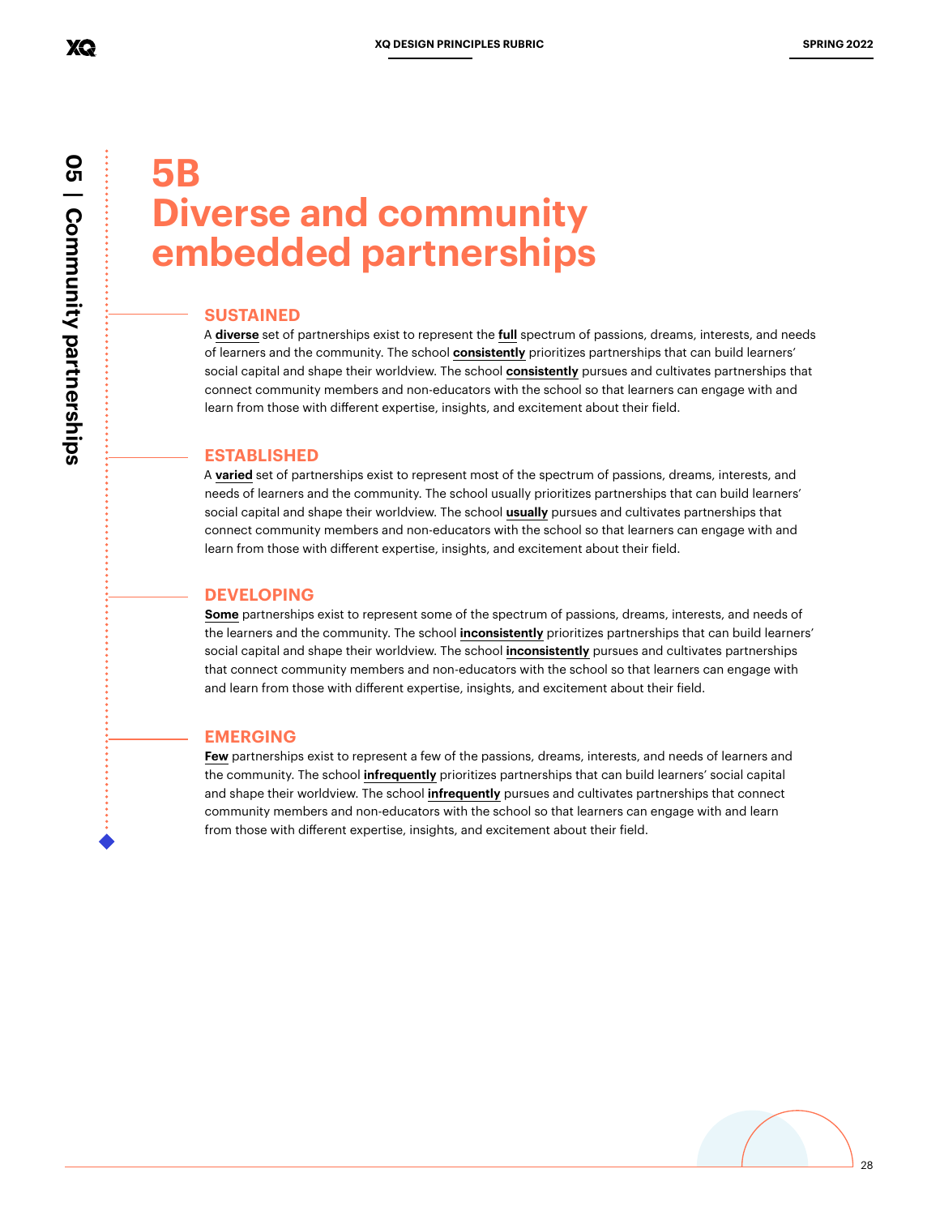05 | Community partnerships

# 5B Diverse and community embedded partnerships

## SUSTAINED

A **diverse** set of partnerships exist to represent the **full** spectrum of passions, dreams, interests, and needs of learners and the community. The school **consistently** prioritizes partnerships that can build learners' social capital and shape their worldview. The school **consistently** pursues and cultivates partnerships that connect community members and non-educators with the school so that learners can engage with and learn from those with different expertise, insights, and excitement about their field.

## ESTABLISHED

A **varied** set of partnerships exist to represent most of the spectrum of passions, dreams, interests, and needs of learners and the community. The school usually prioritizes partnerships that can build learners' social capital and shape their worldview. The school **usually** pursues and cultivates partnerships that connect community members and non-educators with the school so that learners can engage with and learn from those with different expertise, insights, and excitement about their field.

## DEVELOPING

**Some** partnerships exist to represent some of the spectrum of passions, dreams, interests, and needs of the learners and the community. The school **inconsistently** prioritizes partnerships that can build learners' social capital and shape their worldview. The school **inconsistently** pursues and cultivates partnerships that connect community members and non-educators with the school so that learners can engage with and learn from those with different expertise, insights, and excitement about their field.

## EMERGING

**Few** partnerships exist to represent a few of the passions, dreams, interests, and needs of learners and the community. The school **infrequently** prioritizes partnerships that can build learners' social capital and shape their worldview. The school **infrequently** pursues and cultivates partnerships that connect community members and non-educators with the school so that learners can engage with and learn from those with different expertise, insights, and excitement about their field.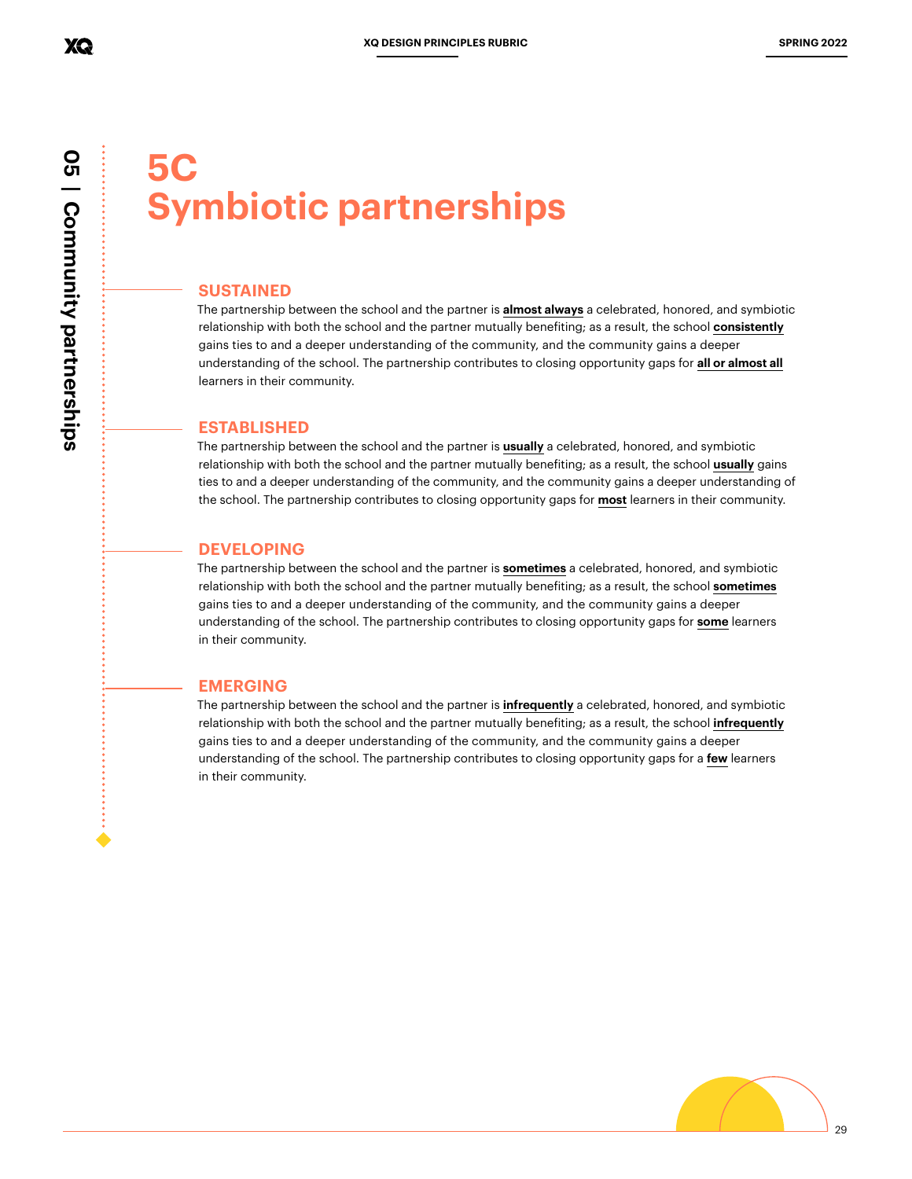# 5C Symbiotic partnerships

## SUSTAINED

The partnership between the school and the partner is **almost always** a celebrated, honored, and symbiotic relationship with both the school and the partner mutually benefiting; as a result, the school **consistently** gains ties to and a deeper understanding of the community, and the community gains a deeper understanding of the school. The partnership contributes to closing opportunity gaps for **all or almost all** learners in their community.

## ESTABLISHED

The partnership between the school and the partner is **usually** a celebrated, honored, and symbiotic relationship with both the school and the partner mutually benefiting; as a result, the school **usually** gains ties to and a deeper understanding of the community, and the community gains a deeper understanding of the school. The partnership contributes to closing opportunity gaps for **most** learners in their community.

## DEVELOPING

The partnership between the school and the partner is **sometimes** a celebrated, honored, and symbiotic relationship with both the school and the partner mutually benefiting; as a result, the school **sometimes** gains ties to and a deeper understanding of the community, and the community gains a deeper understanding of the school. The partnership contributes to closing opportunity gaps for **some** learners in their community.

## EMERGING

The partnership between the school and the partner is **infrequently** a celebrated, honored, and symbiotic relationship with both the school and the partner mutually benefiting; as a result, the school **infrequently** gains ties to and a deeper understanding of the community, and the community gains a deeper understanding of the school. The partnership contributes to closing opportunity gaps for a **few** learners in their community.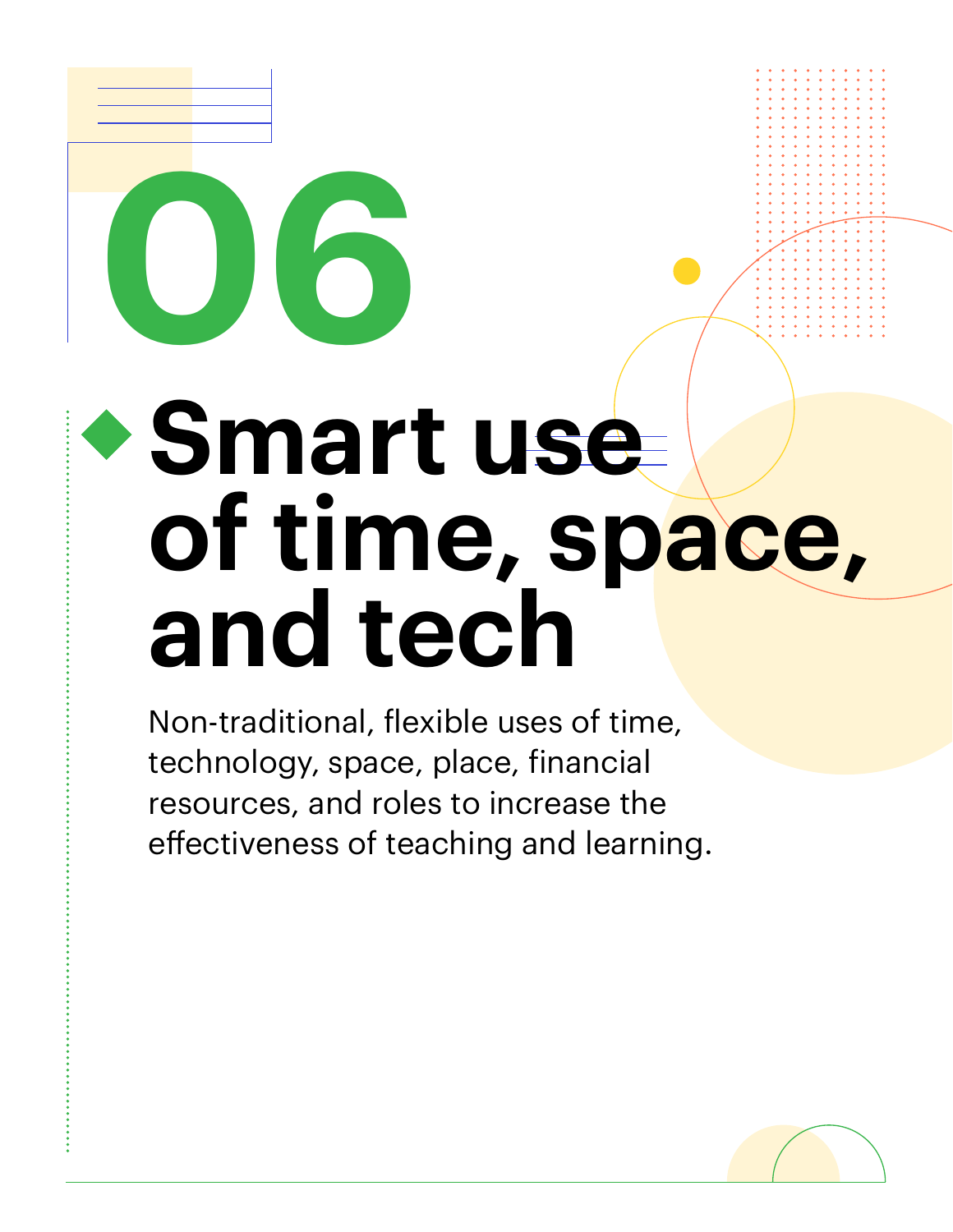# 06

## Smart use of time, space, and tech

Non-traditional, flexible uses of time, technology, space, place, financial resources, and roles to increase the effectiveness of teaching and learning.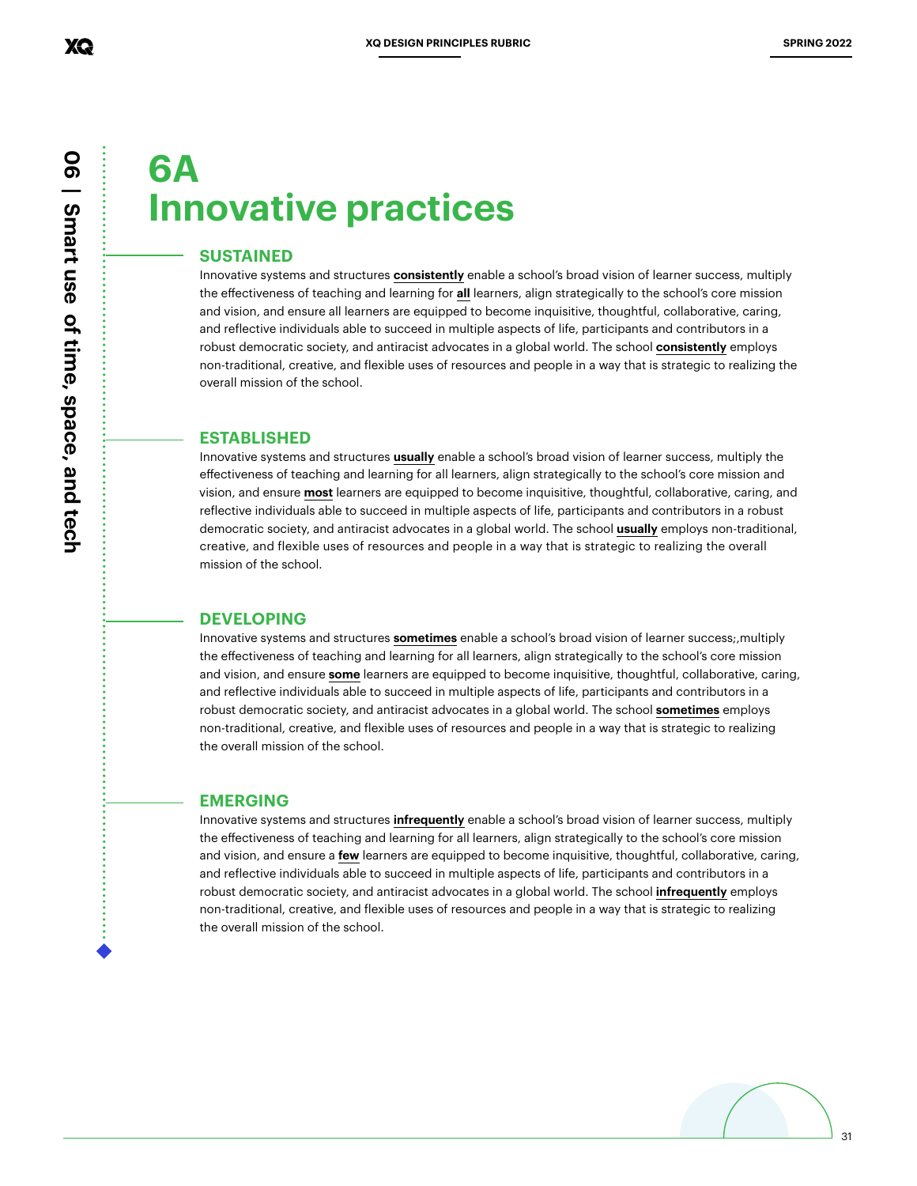# 6A Innovative practices

06 | Smart use of time, space, and tech

## SUSTAINED

Innovative systems and structures **consistently** enable a school's broad vision of learner success, multiply the effectiveness of teaching and learning for **all** learners, align strategically to the school's core mission and vision, and ensure all learners are equipped to become inquisitive, thoughtful, collaborative, caring, and reflective individuals able to succeed in multiple aspects of life, participants and contributors in a robust democratic society, and antiracist advocates in a global world. The school **consistently** employs non-traditional, creative, and flexible uses of resources and people in a way that is strategic to realizing the overall mission of the school.

## ESTABLISHED

Innovative systems and structures **usually** enable a school's broad vision of learner success, multiply the effectiveness of teaching and learning for all learners, align strategically to the school's core mission and vision, and ensure **most** learners are equipped to become inquisitive, thoughtful, collaborative, caring, and reflective individuals able to succeed in multiple aspects of life, participants and contributors in a robust democratic society, and antiracist advocates in a global world. The school **usually** employs non-traditional, creative, and flexible uses of resources and people in a way that is strategic to realizing the overall mission of the school.

## DEVELOPING

Innovative systems and structures **sometimes** enable a school's broad vision of learner success;,multiply the effectiveness of teaching and learning for all learners, align strategically to the school's core mission and vision, and ensure **some** learners are equipped to become inquisitive, thoughtful, collaborative, caring, and reflective individuals able to succeed in multiple aspects of life, participants and contributors in a robust democratic society, and antiracist advocates in a global world. The school **sometimes** employs non-traditional, creative, and flexible uses of resources and people in a way that is strategic to realizing the overall mission of the school.

## EMERGING

Innovative systems and structures **infrequently** enable a school's broad vision of learner success, multiply the effectiveness of teaching and learning for all learners, align strategically to the school's core mission and vision, and ensure a **few** learners are equipped to become inquisitive, thoughtful, collaborative, caring, and reflective individuals able to succeed in multiple aspects of life, participants and contributors in a robust democratic society, and antiracist advocates in a global world. The school **infrequently** employs non-traditional, creative, and flexible uses of resources and people in a way that is strategic to realizing the overall mission of the school.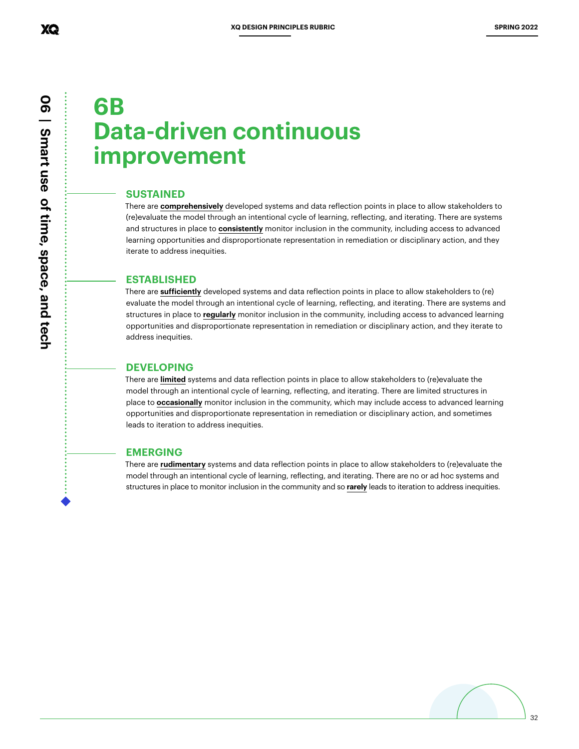06 | Smart use of time, space, and tech

# 6B
# Data-driven continuous improvement

### SUSTAINED

There are **comprehensively** developed systems and data reflection points in place to allow stakeholders to (re)evaluate the model through an intentional cycle of learning, reflecting, and iterating. There are systems and structures in place to **consistently** monitor inclusion in the community, including access to advanced learning opportunities and disproportionate representation in remediation or disciplinary action, and they iterate to address inequities.

### ESTABLISHED

There are **sufficiently** developed systems and data reflection points in place to allow stakeholders to (re) evaluate the model through an intentional cycle of learning, reflecting, and iterating. There are systems and structures in place to **regularly** monitor inclusion in the community, including access to advanced learning opportunities and disproportionate representation in remediation or disciplinary action, and they iterate to address inequities.

### DEVELOPING

There are **limited** systems and data reflection points in place to allow stakeholders to (re)evaluate the model through an intentional cycle of learning, reflecting, and iterating. There are limited structures in place to **occasionally** monitor inclusion in the community, which may include access to advanced learning opportunities and disproportionate representation in remediation or disciplinary action, and sometimes leads to iteration to address inequities.

### EMERGING

There are **rudimentary** systems and data reflection points in place to allow stakeholders to (re)evaluate the model through an intentional cycle of learning, reflecting, and iterating. There are no or ad hoc systems and structures in place to monitor inclusion in the community and so **rarely** leads to iteration to address inequities.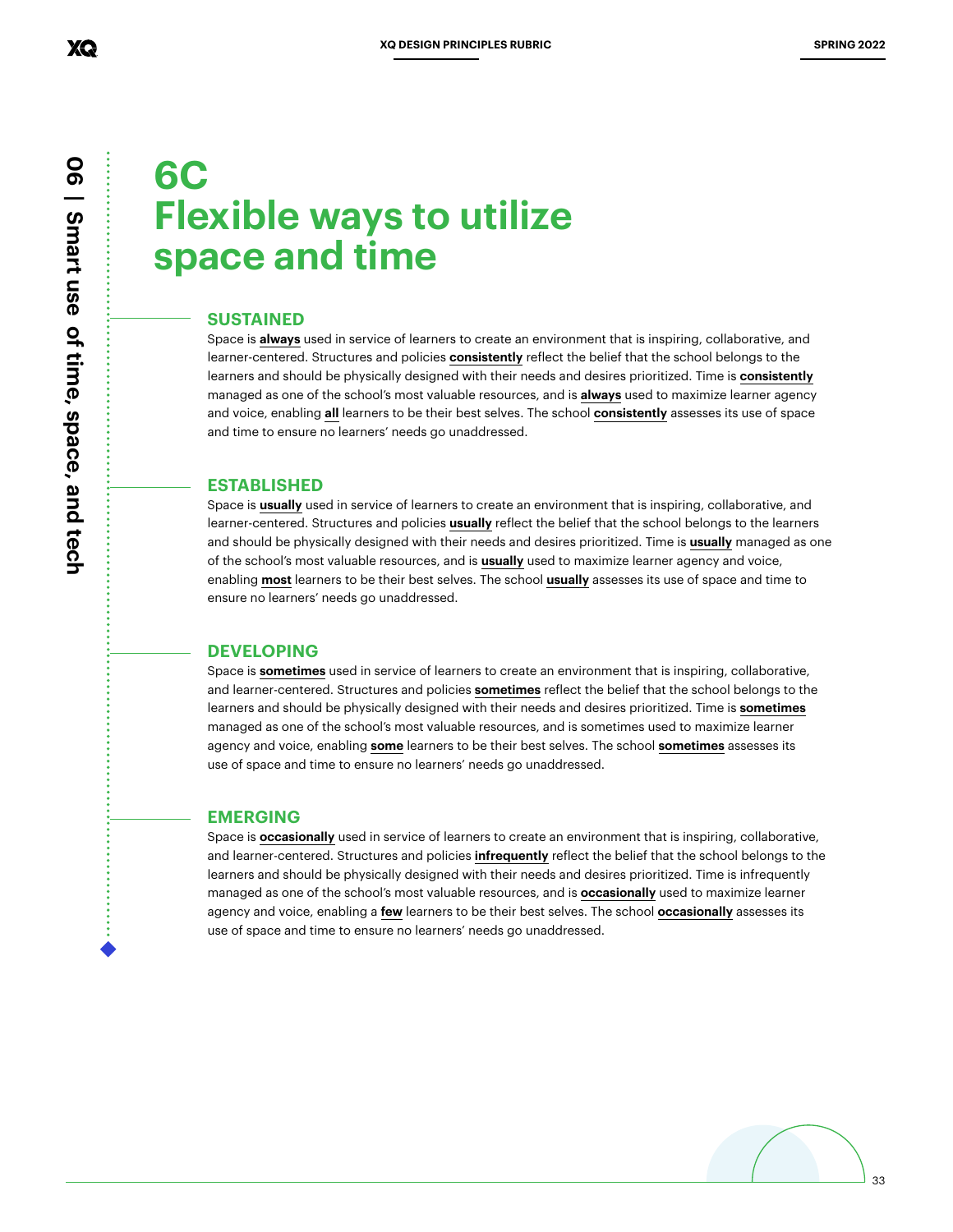# 6C Flexible ways to utilize space and time

## SUSTAINED

Space is **always** used in service of learners to create an environment that is inspiring, collaborative, and learner-centered. Structures and policies **consistently** reflect the belief that the school belongs to the learners and should be physically designed with their needs and desires prioritized. Time is **consistently** managed as one of the school's most valuable resources, and is **always** used to maximize learner agency and voice, enabling **all** learners to be their best selves. The school **consistently** assesses its use of space and time to ensure no learners' needs go unaddressed.

## ESTABLISHED

Space is **usually** used in service of learners to create an environment that is inspiring, collaborative, and learner-centered. Structures and policies **usually** reflect the belief that the school belongs to the learners and should be physically designed with their needs and desires prioritized. Time is **usually** managed as one of the school's most valuable resources, and is **usually** used to maximize learner agency and voice, enabling **most** learners to be their best selves. The school **usually** assesses its use of space and time to ensure no learners' needs go unaddressed.

## DEVELOPING

Space is **sometimes** used in service of learners to create an environment that is inspiring, collaborative, and learner-centered. Structures and policies **sometimes** reflect the belief that the school belongs to the learners and should be physically designed with their needs and desires prioritized. Time is **sometimes** managed as one of the school's most valuable resources, and is sometimes used to maximize learner agency and voice, enabling **some** learners to be their best selves. The school **sometimes** assesses its use of space and time to ensure no learners' needs go unaddressed.

## EMERGING

Space is **occasionally** used in service of learners to create an environment that is inspiring, collaborative, and learner-centered. Structures and policies **infrequently** reflect the belief that the school belongs to the learners and should be physically designed with their needs and desires prioritized. Time is infrequently managed as one of the school's most valuable resources, and is **occasionally** used to maximize learner agency and voice, enabling a **few** learners to be their best selves. The school **occasionally** assesses its use of space and time to ensure no learners' needs go unaddressed.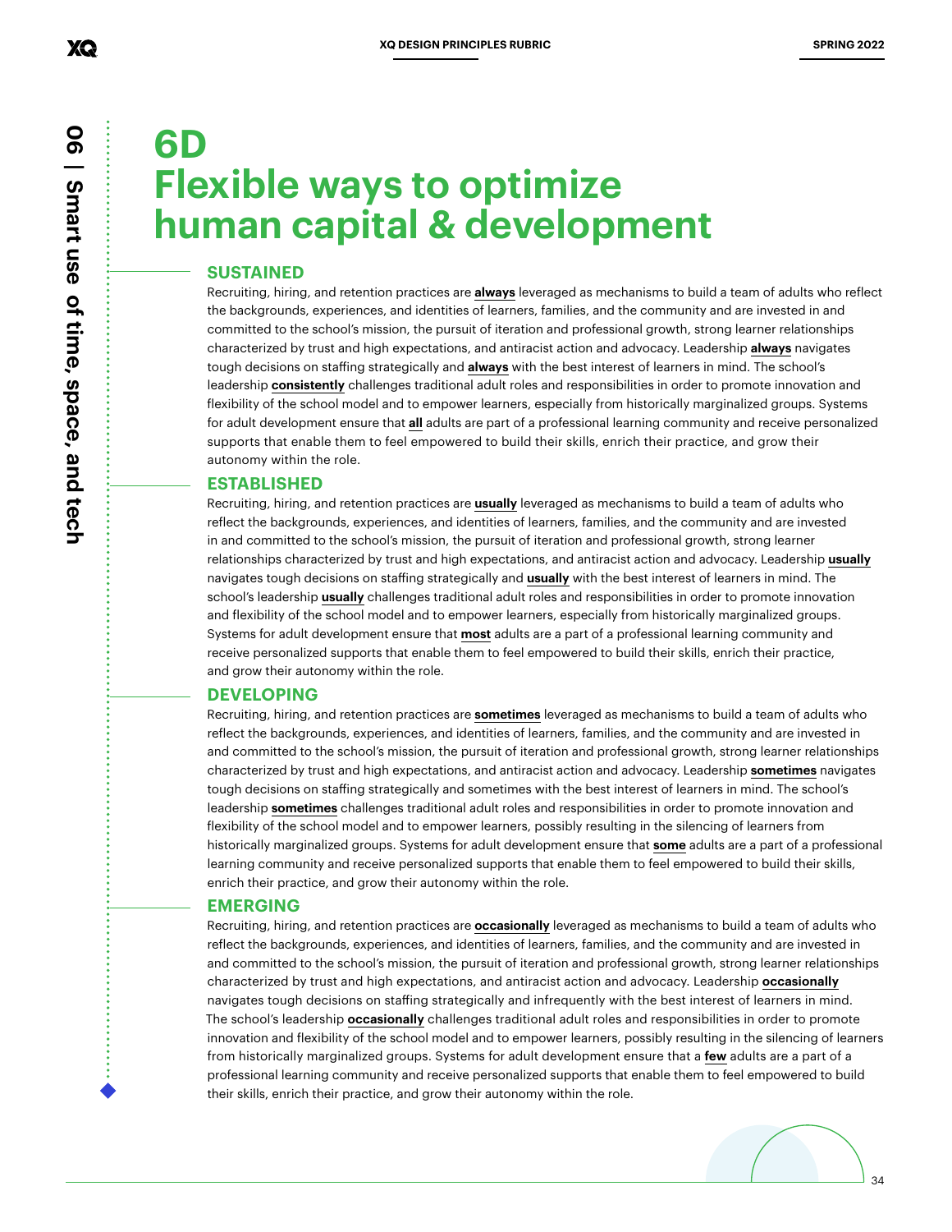# 6D Flexible ways to optimize human capital & development

## SUSTAINED

Recruiting, hiring, and retention practices are **always** leveraged as mechanisms to build a team of adults who reflect the backgrounds, experiences, and identities of learners, families, and the community and are invested in and committed to the school's mission, the pursuit of iteration and professional growth, strong learner relationships characterized by trust and high expectations, and antiracist action and advocacy. Leadership **always** navigates tough decisions on staffing strategically and **always** with the best interest of learners in mind. The school's leadership **consistently** challenges traditional adult roles and responsibilities in order to promote innovation and flexibility of the school model and to empower learners, especially from historically marginalized groups. Systems for adult development ensure that **all** adults are part of a professional learning community and receive personalized supports that enable them to feel empowered to build their skills, enrich their practice, and grow their autonomy within the role.

## ESTABLISHED

Recruiting, hiring, and retention practices are **usually** leveraged as mechanisms to build a team of adults who reflect the backgrounds, experiences, and identities of learners, families, and the community and are invested in and committed to the school's mission, the pursuit of iteration and professional growth, strong learner relationships characterized by trust and high expectations, and antiracist action and advocacy. Leadership **usually** navigates tough decisions on staffing strategically and **usually** with the best interest of learners in mind. The school's leadership **usually** challenges traditional adult roles and responsibilities in order to promote innovation and flexibility of the school model and to empower learners, especially from historically marginalized groups. Systems for adult development ensure that **most** adults are a part of a professional learning community and receive personalized supports that enable them to feel empowered to build their skills, enrich their practice, and grow their autonomy within the role.

## DEVELOPING

Recruiting, hiring, and retention practices are **sometimes** leveraged as mechanisms to build a team of adults who reflect the backgrounds, experiences, and identities of learners, families, and the community and are invested in and committed to the school's mission, the pursuit of iteration and professional growth, strong learner relationships characterized by trust and high expectations, and antiracist action and advocacy. Leadership **sometimes** navigates tough decisions on staffing strategically and sometimes with the best interest of learners in mind. The school's leadership **sometimes** challenges traditional adult roles and responsibilities in order to promote innovation and flexibility of the school model and to empower learners, possibly resulting in the silencing of learners from historically marginalized groups. Systems for adult development ensure that **some** adults are a part of a professional learning community and receive personalized supports that enable them to feel empowered to build their skills, enrich their practice, and grow their autonomy within the role.

## EMERGING

Recruiting, hiring, and retention practices are **occasionally** leveraged as mechanisms to build a team of adults who reflect the backgrounds, experiences, and identities of learners, families, and the community and are invested in and committed to the school's mission, the pursuit of iteration and professional growth, strong learner relationships characterized by trust and high expectations, and antiracist action and advocacy. Leadership **occasionally** navigates tough decisions on staffing strategically and infrequently with the best interest of learners in mind. The school's leadership **occasionally** challenges traditional adult roles and responsibilities in order to promote innovation and flexibility of the school model and to empower learners, possibly resulting in the silencing of learners from historically marginalized groups. Systems for adult development ensure that a **few** adults are a part of a professional learning community and receive personalized supports that enable them to feel empowered to build their skills, enrich their practice, and grow their autonomy within the role.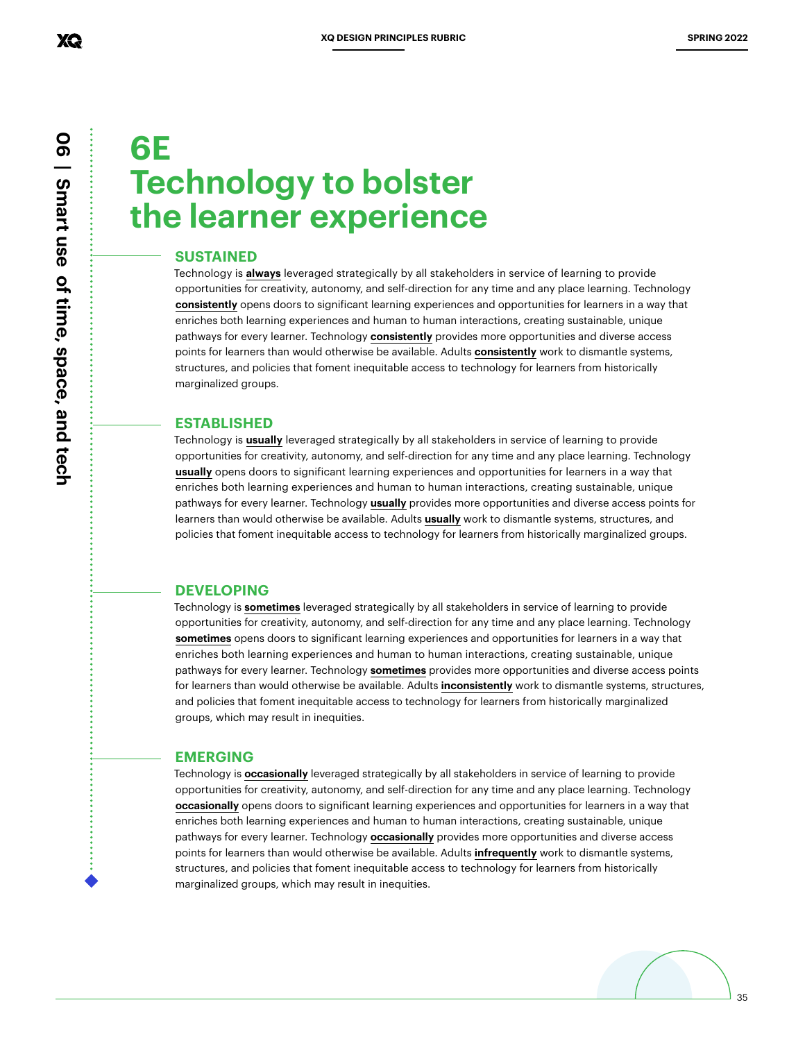# 6E Technology to bolster the learner experience

### SUSTAINED

Technology is **always** leveraged strategically by all stakeholders in service of learning to provide opportunities for creativity, autonomy, and self-direction for any time and any place learning. Technology **consistently** opens doors to significant learning experiences and opportunities for learners in a way that enriches both learning experiences and human to human interactions, creating sustainable, unique pathways for every learner. Technology **consistently** provides more opportunities and diverse access points for learners than would otherwise be available. Adults **consistently** work to dismantle systems, structures, and policies that foment inequitable access to technology for learners from historically marginalized groups.

### ESTABLISHED

Technology is **usually** leveraged strategically by all stakeholders in service of learning to provide opportunities for creativity, autonomy, and self-direction for any time and any place learning. Technology **usually** opens doors to significant learning experiences and opportunities for learners in a way that enriches both learning experiences and human to human interactions, creating sustainable, unique pathways for every learner. Technology **usually** provides more opportunities and diverse access points for learners than would otherwise be available. Adults **usually** work to dismantle systems, structures, and policies that foment inequitable access to technology for learners from historically marginalized groups.

### DEVELOPING

Technology is **sometimes** leveraged strategically by all stakeholders in service of learning to provide opportunities for creativity, autonomy, and self-direction for any time and any place learning. Technology **sometimes** opens doors to significant learning experiences and opportunities for learners in a way that enriches both learning experiences and human to human interactions, creating sustainable, unique pathways for every learner. Technology **sometimes** provides more opportunities and diverse access points for learners than would otherwise be available. Adults **inconsistently** work to dismantle systems, structures, and policies that foment inequitable access to technology for learners from historically marginalized groups, which may result in inequities.

### EMERGING

Technology is **occasionally** leveraged strategically by all stakeholders in service of learning to provide opportunities for creativity, autonomy, and self-direction for any time and any place learning. Technology **occasionally** opens doors to significant learning experiences and opportunities for learners in a way that enriches both learning experiences and human to human interactions, creating sustainable, unique pathways for every learner. Technology **occasionally** provides more opportunities and diverse access points for learners than would otherwise be available. Adults **infrequently** work to dismantle systems, structures, and policies that foment inequitable access to technology for learners from historically marginalized groups, which may result in inequities.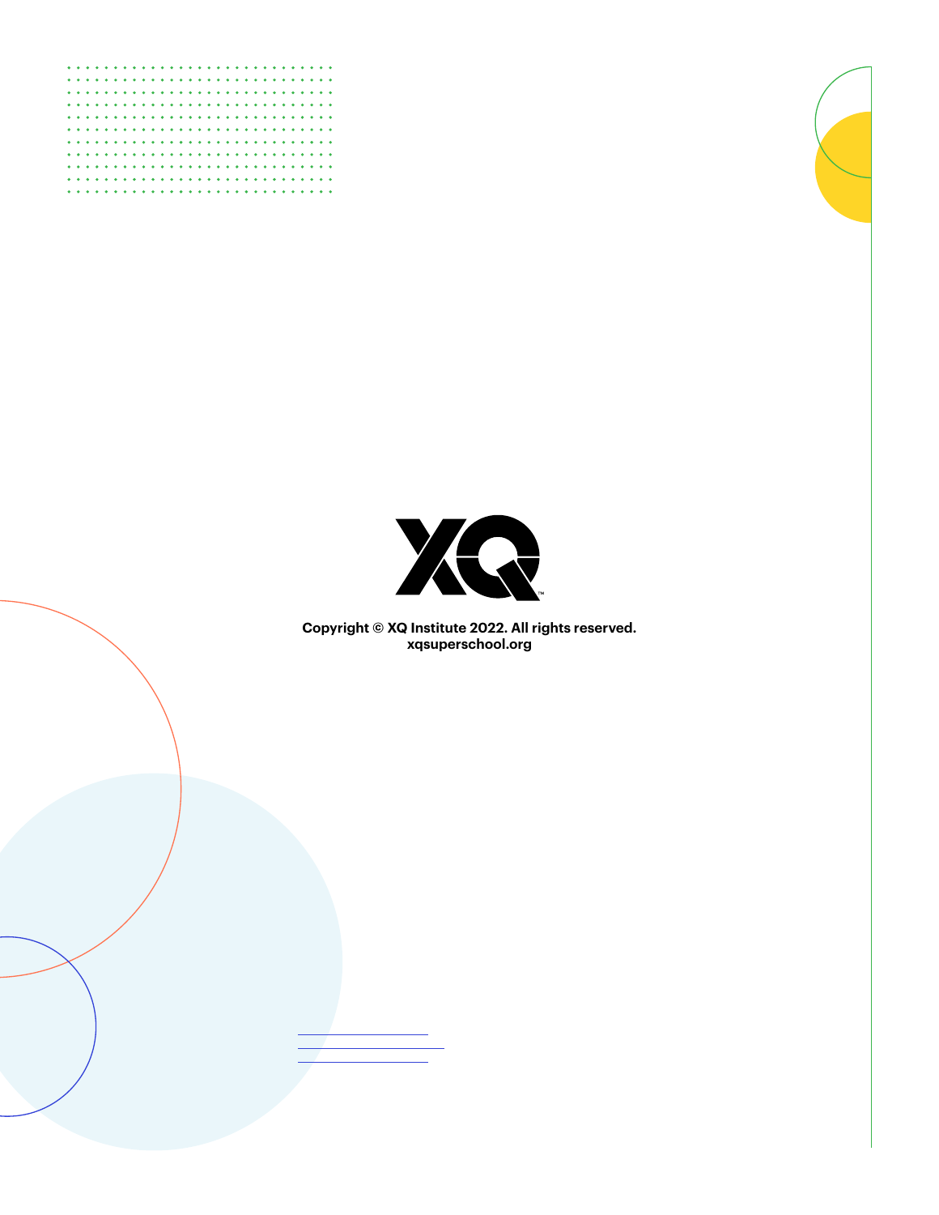XQ

**Copyright © XQ Institute 2022. All rights reserved.**
**xqsuperschool.org**